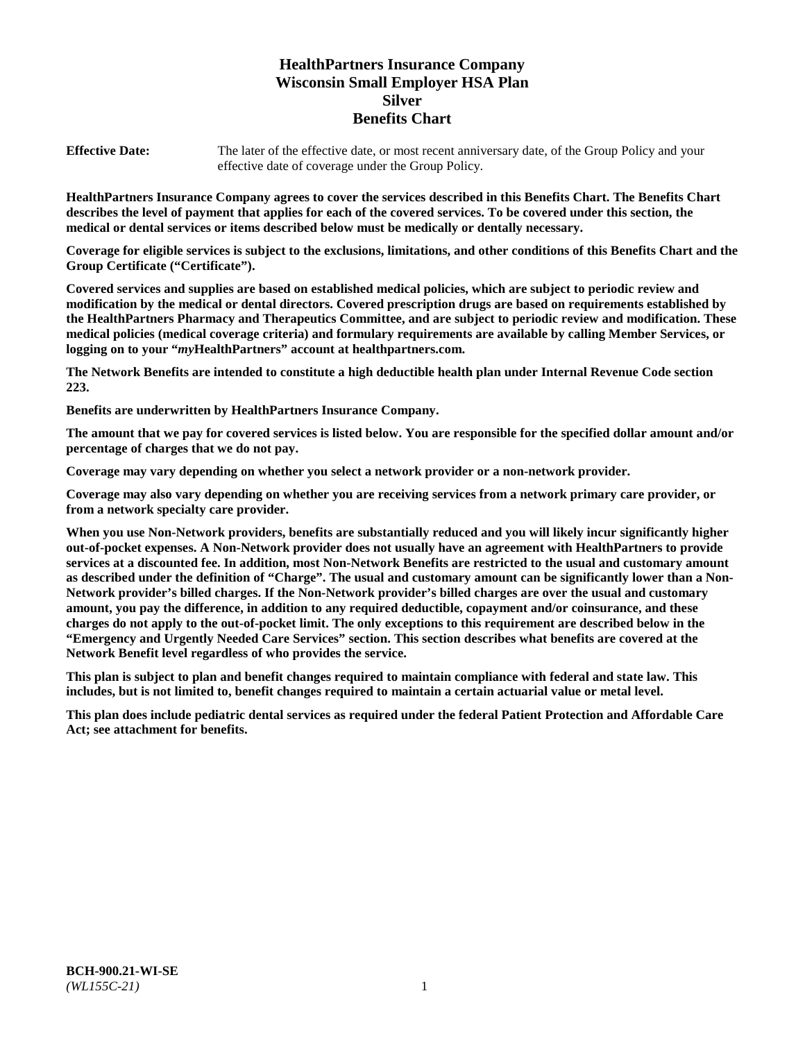# HealthPartners Insurance Company
# Wisconsin Small Employer HSA Plan
# Silver
# Benefits Chart

**Effective Date:** The later of the effective date, or most recent anniversary date, of the Group Policy and your effective date of coverage under the Group Policy.

**HealthPartners Insurance Company agrees to cover the services described in this Benefits Chart. The Benefits Chart describes the level of payment that applies for each of the covered services. To be covered under this section, the medical or dental services or items described below must be medically or dentally necessary.**

**Coverage for eligible services is subject to the exclusions, limitations, and other conditions of this Benefits Chart and the Group Certificate ("Certificate").**

**Covered services and supplies are based on established medical policies, which are subject to periodic review and modification by the medical or dental directors. Covered prescription drugs are based on requirements established by the HealthPartners Pharmacy and Therapeutics Committee, and are subject to periodic review and modification. These medical policies (medical coverage criteria) and formulary requirements are available by calling Member Services, or logging on to your "*my*HealthPartners" account at healthpartners.com.**

**The Network Benefits are intended to constitute a high deductible health plan under Internal Revenue Code section 223.**

**Benefits are underwritten by HealthPartners Insurance Company.**

**The amount that we pay for covered services is listed below. You are responsible for the specified dollar amount and/or percentage of charges that we do not pay.**

**Coverage may vary depending on whether you select a network provider or a non-network provider.**

**Coverage may also vary depending on whether you are receiving services from a network primary care provider, or from a network specialty care provider.**

**When you use Non-Network providers, benefits are substantially reduced and you will likely incur significantly higher out-of-pocket expenses. A Non-Network provider does not usually have an agreement with HealthPartners to provide services at a discounted fee. In addition, most Non-Network Benefits are restricted to the usual and customary amount as described under the definition of "Charge". The usual and customary amount can be significantly lower than a Non-Network provider's billed charges. If the Non-Network provider's billed charges are over the usual and customary amount, you pay the difference, in addition to any required deductible, copayment and/or coinsurance, and these charges do not apply to the out-of-pocket limit. The only exceptions to this requirement are described below in the "Emergency and Urgently Needed Care Services" section. This section describes what benefits are covered at the Network Benefit level regardless of who provides the service.**

**This plan is subject to plan and benefit changes required to maintain compliance with federal and state law. This includes, but is not limited to, benefit changes required to maintain a certain actuarial value or metal level.**

**This plan does include pediatric dental services as required under the federal Patient Protection and Affordable Care Act; see attachment for benefits.**

**BCH-900.21-WI-SE**
*(WL155C-21)*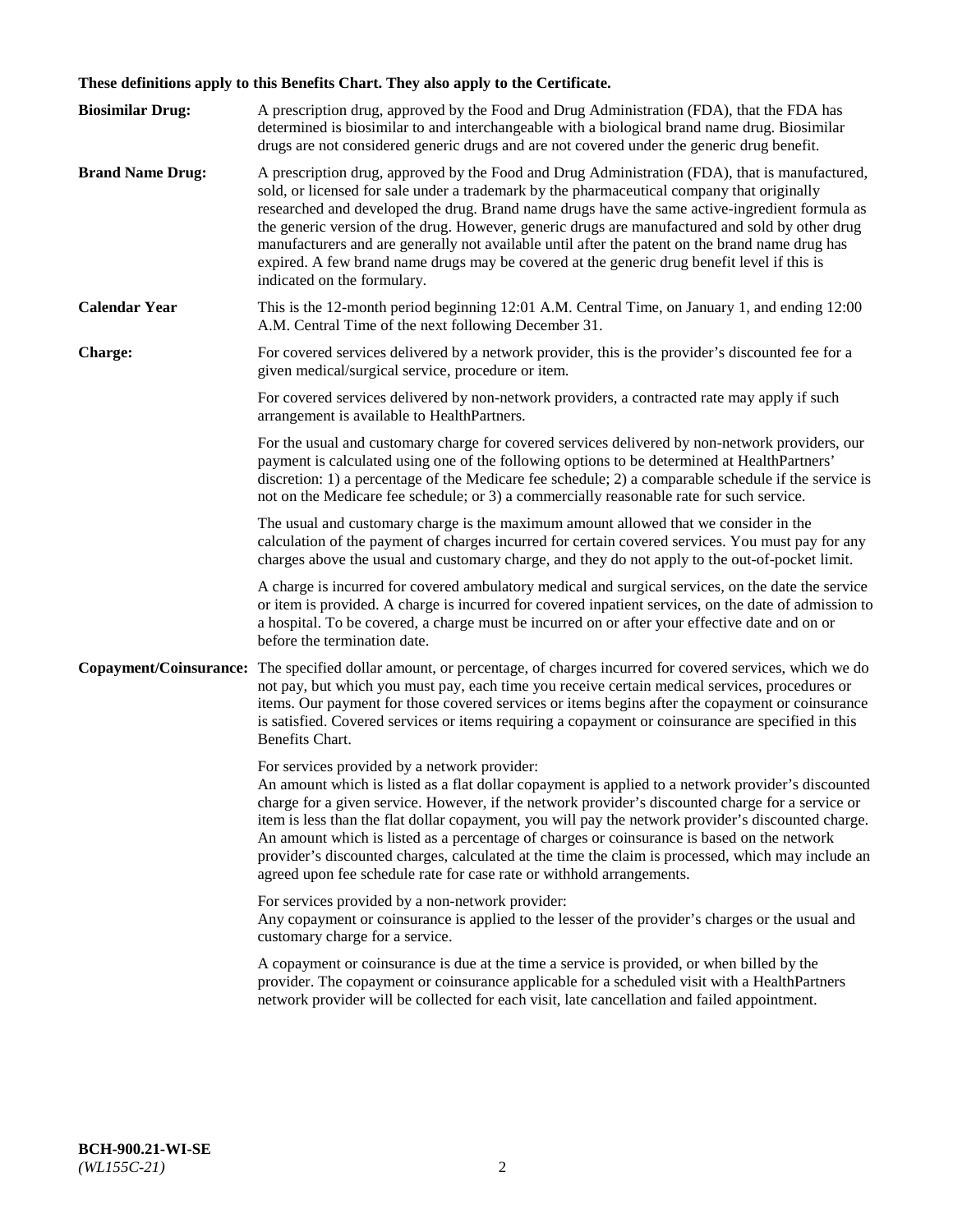**These definitions apply to this Benefits Chart. They also apply to the Certificate.**

**Biosimilar Drug:** A prescription drug, approved by the Food and Drug Administration (FDA), that the FDA has determined is biosimilar to and interchangeable with a biological brand name drug. Biosimilar drugs are not considered generic drugs and are not covered under the generic drug benefit.

**Brand Name Drug:** A prescription drug, approved by the Food and Drug Administration (FDA), that is manufactured, sold, or licensed for sale under a trademark by the pharmaceutical company that originally researched and developed the drug. Brand name drugs have the same active-ingredient formula as the generic version of the drug. However, generic drugs are manufactured and sold by other drug manufacturers and are generally not available until after the patent on the brand name drug has expired. A few brand name drugs may be covered at the generic drug benefit level if this is indicated on the formulary.

**Calendar Year** This is the 12-month period beginning 12:01 A.M. Central Time, on January 1, and ending 12:00 A.M. Central Time of the next following December 31.

**Charge:** For covered services delivered by a network provider, this is the provider's discounted fee for a given medical/surgical service, procedure or item.

For covered services delivered by non-network providers, a contracted rate may apply if such arrangement is available to HealthPartners.

For the usual and customary charge for covered services delivered by non-network providers, our payment is calculated using one of the following options to be determined at HealthPartners' discretion: 1) a percentage of the Medicare fee schedule; 2) a comparable schedule if the service is not on the Medicare fee schedule; or 3) a commercially reasonable rate for such service.

The usual and customary charge is the maximum amount allowed that we consider in the calculation of the payment of charges incurred for certain covered services. You must pay for any charges above the usual and customary charge, and they do not apply to the out-of-pocket limit.

A charge is incurred for covered ambulatory medical and surgical services, on the date the service or item is provided. A charge is incurred for covered inpatient services, on the date of admission to a hospital. To be covered, a charge must be incurred on or after your effective date and on or before the termination date.

**Copayment/Coinsurance:** The specified dollar amount, or percentage, of charges incurred for covered services, which we do not pay, but which you must pay, each time you receive certain medical services, procedures or items. Our payment for those covered services or items begins after the copayment or coinsurance is satisfied. Covered services or items requiring a copayment or coinsurance are specified in this Benefits Chart.

For services provided by a network provider:
An amount which is listed as a flat dollar copayment is applied to a network provider's discounted charge for a given service. However, if the network provider's discounted charge for a service or item is less than the flat dollar copayment, you will pay the network provider's discounted charge. An amount which is listed as a percentage of charges or coinsurance is based on the network provider's discounted charges, calculated at the time the claim is processed, which may include an agreed upon fee schedule rate for case rate or withhold arrangements.

For services provided by a non-network provider:
Any copayment or coinsurance is applied to the lesser of the provider's charges or the usual and customary charge for a service.

A copayment or coinsurance is due at the time a service is provided, or when billed by the provider. The copayment or coinsurance applicable for a scheduled visit with a HealthPartners network provider will be collected for each visit, late cancellation and failed appointment.

**BCH-900.21-WI-SE**
*(WL155C-21)*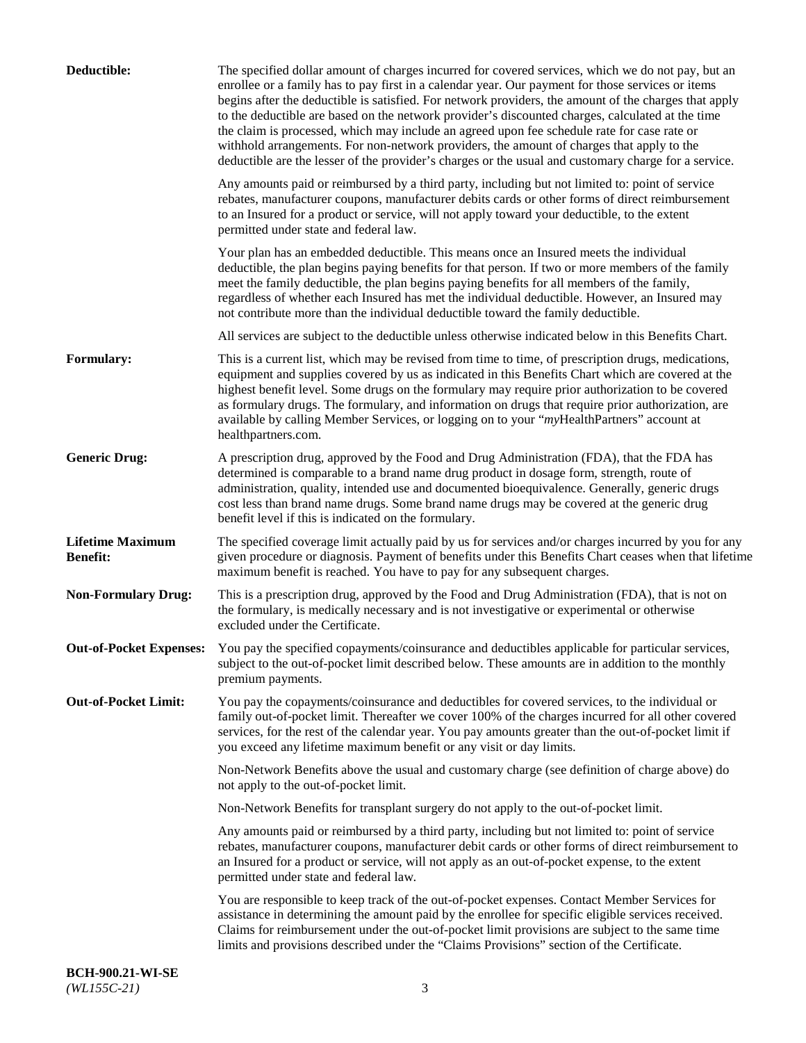**Deductible:** The specified dollar amount of charges incurred for covered services, which we do not pay, but an enrollee or a family has to pay first in a calendar year. Our payment for those services or items begins after the deductible is satisfied. For network providers, the amount of the charges that apply to the deductible are based on the network provider's discounted charges, calculated at the time the claim is processed, which may include an agreed upon fee schedule rate for case rate or withhold arrangements. For non-network providers, the amount of charges that apply to the deductible are the lesser of the provider's charges or the usual and customary charge for a service.

Any amounts paid or reimbursed by a third party, including but not limited to: point of service rebates, manufacturer coupons, manufacturer debits cards or other forms of direct reimbursement to an Insured for a product or service, will not apply toward your deductible, to the extent permitted under state and federal law.

Your plan has an embedded deductible. This means once an Insured meets the individual deductible, the plan begins paying benefits for that person. If two or more members of the family meet the family deductible, the plan begins paying benefits for all members of the family, regardless of whether each Insured has met the individual deductible. However, an Insured may not contribute more than the individual deductible toward the family deductible.

All services are subject to the deductible unless otherwise indicated below in this Benefits Chart.

**Formulary:** This is a current list, which may be revised from time to time, of prescription drugs, medications, equipment and supplies covered by us as indicated in this Benefits Chart which are covered at the highest benefit level. Some drugs on the formulary may require prior authorization to be covered as formulary drugs. The formulary, and information on drugs that require prior authorization, are available by calling Member Services, or logging on to your "*my*HealthPartners" account at healthpartners.com.

**Generic Drug:** A prescription drug, approved by the Food and Drug Administration (FDA), that the FDA has determined is comparable to a brand name drug product in dosage form, strength, route of administration, quality, intended use and documented bioequivalence. Generally, generic drugs cost less than brand name drugs. Some brand name drugs may be covered at the generic drug benefit level if this is indicated on the formulary.

**Lifetime Maximum Benefit:** The specified coverage limit actually paid by us for services and/or charges incurred by you for any given procedure or diagnosis. Payment of benefits under this Benefits Chart ceases when that lifetime maximum benefit is reached. You have to pay for any subsequent charges.

**Non-Formulary Drug:** This is a prescription drug, approved by the Food and Drug Administration (FDA), that is not on the formulary, is medically necessary and is not investigative or experimental or otherwise excluded under the Certificate.

**Out-of-Pocket Expenses:** You pay the specified copayments/coinsurance and deductibles applicable for particular services, subject to the out-of-pocket limit described below. These amounts are in addition to the monthly premium payments.

**Out-of-Pocket Limit:** You pay the copayments/coinsurance and deductibles for covered services, to the individual or family out-of-pocket limit. Thereafter we cover 100% of the charges incurred for all other covered services, for the rest of the calendar year. You pay amounts greater than the out-of-pocket limit if you exceed any lifetime maximum benefit or any visit or day limits.

Non-Network Benefits above the usual and customary charge (see definition of charge above) do not apply to the out-of-pocket limit.

Non-Network Benefits for transplant surgery do not apply to the out-of-pocket limit.

Any amounts paid or reimbursed by a third party, including but not limited to: point of service rebates, manufacturer coupons, manufacturer debit cards or other forms of direct reimbursement to an Insured for a product or service, will not apply as an out-of-pocket expense, to the extent permitted under state and federal law.

You are responsible to keep track of the out-of-pocket expenses. Contact Member Services for assistance in determining the amount paid by the enrollee for specific eligible services received. Claims for reimbursement under the out-of-pocket limit provisions are subject to the same time limits and provisions described under the "Claims Provisions" section of the Certificate.

**BCH-900.21-WI-SE**
*(WL155C-21)*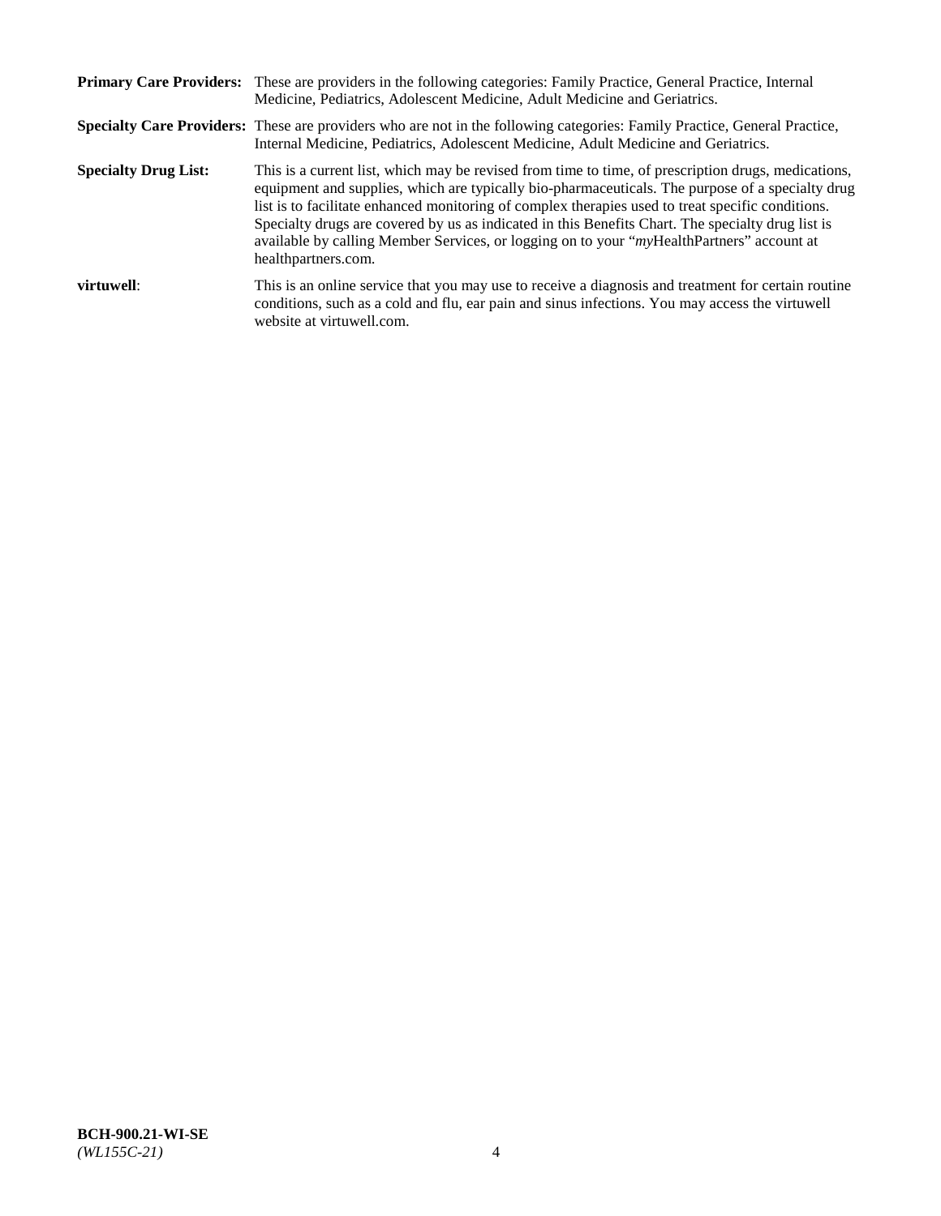**Primary Care Providers:** These are providers in the following categories: Family Practice, General Practice, Internal Medicine, Pediatrics, Adolescent Medicine, Adult Medicine and Geriatrics.

**Specialty Care Providers:** These are providers who are not in the following categories: Family Practice, General Practice, Internal Medicine, Pediatrics, Adolescent Medicine, Adult Medicine and Geriatrics.

**Specialty Drug List:** This is a current list, which may be revised from time to time, of prescription drugs, medications, equipment and supplies, which are typically bio-pharmaceuticals. The purpose of a specialty drug list is to facilitate enhanced monitoring of complex therapies used to treat specific conditions. Specialty drugs are covered by us as indicated in this Benefits Chart. The specialty drug list is available by calling Member Services, or logging on to your "*my*HealthPartners" account at healthpartners.com.

**virtuwell**: This is an online service that you may use to receive a diagnosis and treatment for certain routine conditions, such as a cold and flu, ear pain and sinus infections. You may access the virtuwell website at virtuwell.com.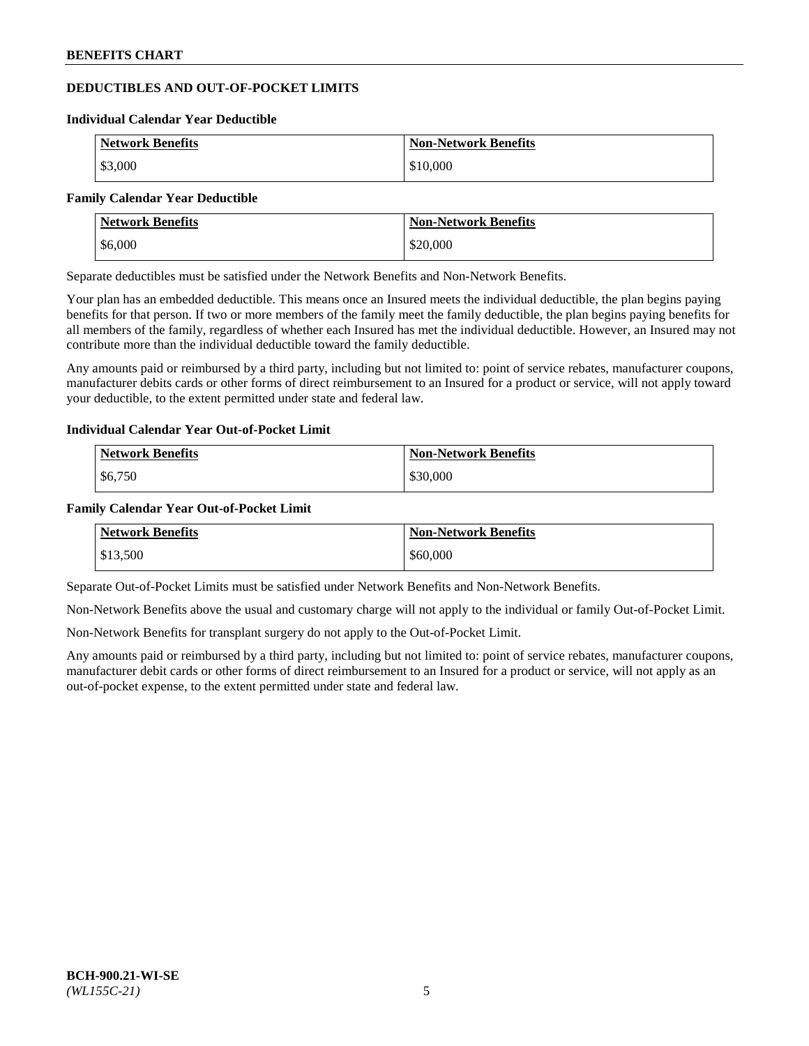## DEDUCTIBLES AND OUT-OF-POCKET LIMITS

### Individual Calendar Year Deductible

| Network Benefits | Non-Network Benefits |
| --- | --- |
| $3,000 | $10,000 |

### Family Calendar Year Deductible

| Network Benefits | Non-Network Benefits |
| --- | --- |
| $6,000 | $20,000 |

Separate deductibles must be satisfied under the Network Benefits and Non-Network Benefits.

Your plan has an embedded deductible. This means once an Insured meets the individual deductible, the plan begins paying benefits for that person. If two or more members of the family meet the family deductible, the plan begins paying benefits for all members of the family, regardless of whether each Insured has met the individual deductible. However, an Insured may not contribute more than the individual deductible toward the family deductible.

Any amounts paid or reimbursed by a third party, including but not limited to: point of service rebates, manufacturer coupons, manufacturer debits cards or other forms of direct reimbursement to an Insured for a product or service, will not apply toward your deductible, to the extent permitted under state and federal law.

### Individual Calendar Year Out-of-Pocket Limit

| Network Benefits | Non-Network Benefits |
| --- | --- |
| $6,750 | $30,000 |

### Family Calendar Year Out-of-Pocket Limit

| Network Benefits | Non-Network Benefits |
| --- | --- |
| $13,500 | $60,000 |

Separate Out-of-Pocket Limits must be satisfied under Network Benefits and Non-Network Benefits.

Non-Network Benefits above the usual and customary charge will not apply to the individual or family Out-of-Pocket Limit.

Non-Network Benefits for transplant surgery do not apply to the Out-of-Pocket Limit.

Any amounts paid or reimbursed by a third party, including but not limited to: point of service rebates, manufacturer coupons, manufacturer debit cards or other forms of direct reimbursement to an Insured for a product or service, will not apply as an out-of-pocket expense, to the extent permitted under state and federal law.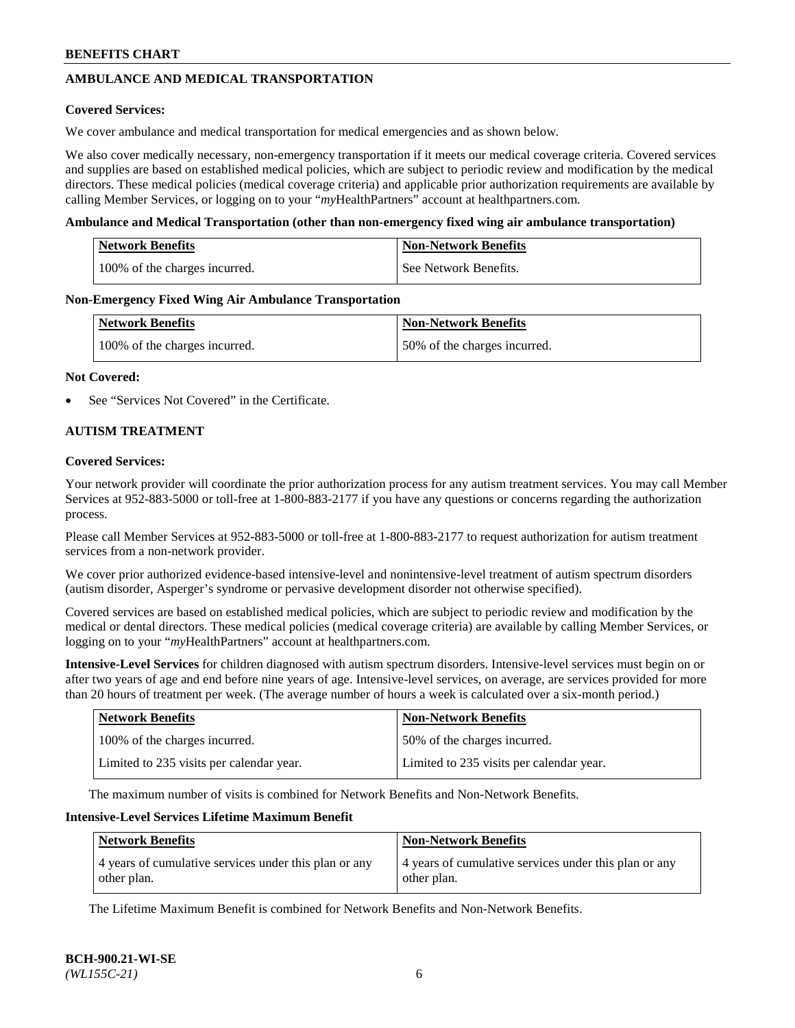## AMBULANCE AND MEDICAL TRANSPORTATION

**Covered Services:**

We cover ambulance and medical transportation for medical emergencies and as shown below.

We also cover medically necessary, non-emergency transportation if it meets our medical coverage criteria. Covered services and supplies are based on established medical policies, which are subject to periodic review and modification by the medical directors. These medical policies (medical coverage criteria) and applicable prior authorization requirements are available by calling Member Services, or logging on to your "*my*HealthPartners" account at healthpartners.com.

**Ambulance and Medical Transportation (other than non-emergency fixed wing air ambulance transportation)**

| Network Benefits | Non-Network Benefits |
|---|---|
| 100% of the charges incurred. | See Network Benefits. |

**Non-Emergency Fixed Wing Air Ambulance Transportation**

| Network Benefits | Non-Network Benefits |
|---|---|
| 100% of the charges incurred. | 50% of the charges incurred. |

**Not Covered:**

- See "Services Not Covered" in the Certificate.

## AUTISM TREATMENT

**Covered Services:**

Your network provider will coordinate the prior authorization process for any autism treatment services. You may call Member Services at 952-883-5000 or toll-free at 1-800-883-2177 if you have any questions or concerns regarding the authorization process.

Please call Member Services at 952-883-5000 or toll-free at 1-800-883-2177 to request authorization for autism treatment services from a non-network provider.

We cover prior authorized evidence-based intensive-level and nonintensive-level treatment of autism spectrum disorders (autism disorder, Asperger's syndrome or pervasive development disorder not otherwise specified).

Covered services are based on established medical policies, which are subject to periodic review and modification by the medical or dental directors. These medical policies (medical coverage criteria) are available by calling Member Services, or logging on to your "*my*HealthPartners" account at healthpartners.com.

**Intensive-Level Services** for children diagnosed with autism spectrum disorders. Intensive-level services must begin on or after two years of age and end before nine years of age. Intensive-level services, on average, are services provided for more than 20 hours of treatment per week. (The average number of hours a week is calculated over a six-month period.)

| Network Benefits | Non-Network Benefits |
|---|---|
| 100% of the charges incurred. | 50% of the charges incurred. |
| Limited to 235 visits per calendar year. | Limited to 235 visits per calendar year. |

The maximum number of visits is combined for Network Benefits and Non-Network Benefits.

**Intensive-Level Services Lifetime Maximum Benefit**

| Network Benefits | Non-Network Benefits |
|---|---|
| 4 years of cumulative services under this plan or any other plan. | 4 years of cumulative services under this plan or any other plan. |

The Lifetime Maximum Benefit is combined for Network Benefits and Non-Network Benefits.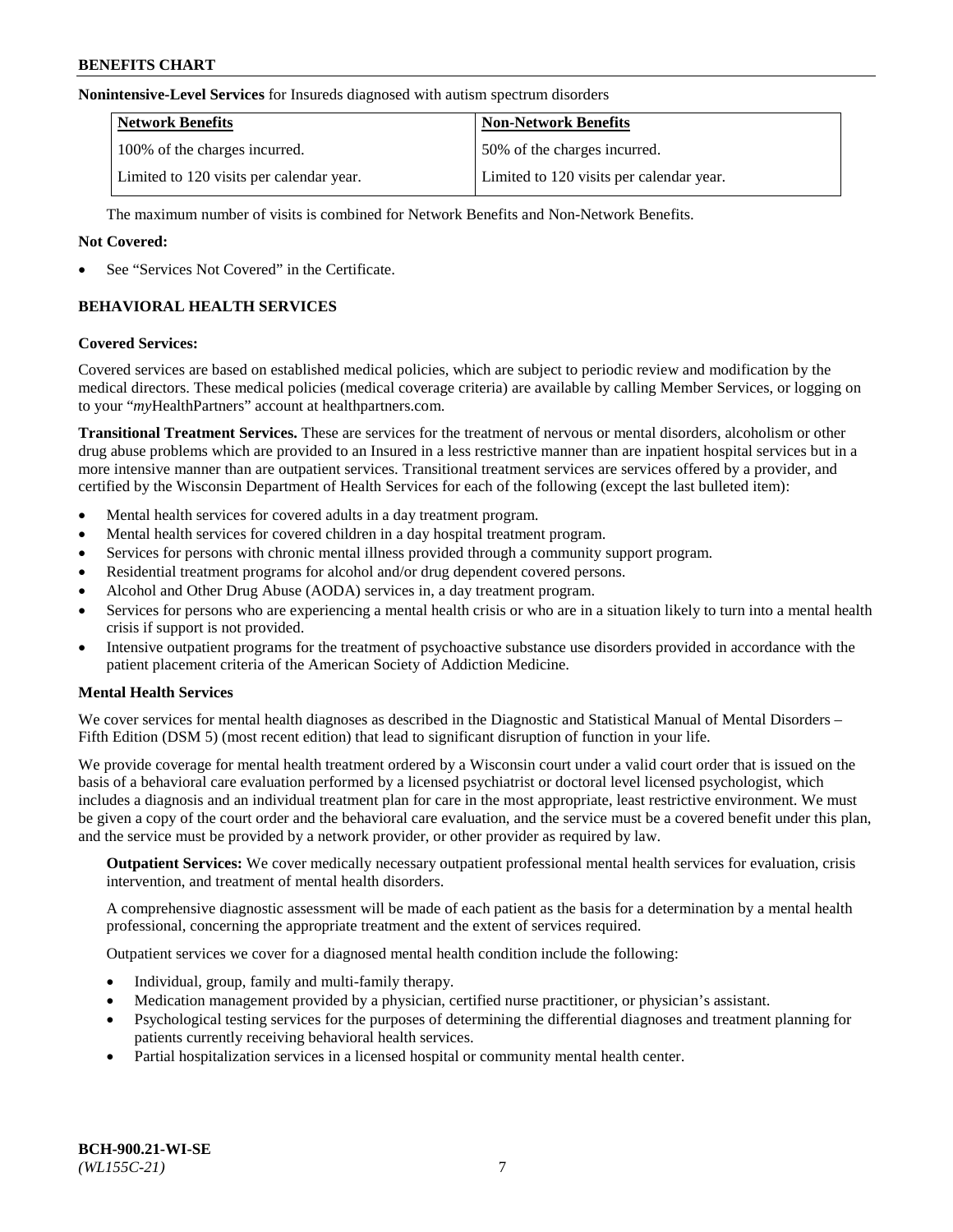**Nonintensive-Level Services** for Insureds diagnosed with autism spectrum disorders

| Network Benefits | Non-Network Benefits |
|---|---|
| 100% of the charges incurred. | 50% of the charges incurred. |
| Limited to 120 visits per calendar year. | Limited to 120 visits per calendar year. |

The maximum number of visits is combined for Network Benefits and Non-Network Benefits.

**Not Covered:**

- See "Services Not Covered" in the Certificate.

## BEHAVIORAL HEALTH SERVICES

**Covered Services:**

Covered services are based on established medical policies, which are subject to periodic review and modification by the medical directors. These medical policies (medical coverage criteria) are available by calling Member Services, or logging on to your "*my*HealthPartners" account at healthpartners.com.

**Transitional Treatment Services.** These are services for the treatment of nervous or mental disorders, alcoholism or other drug abuse problems which are provided to an Insured in a less restrictive manner than are inpatient hospital services but in a more intensive manner than are outpatient services. Transitional treatment services are services offered by a provider, and certified by the Wisconsin Department of Health Services for each of the following (except the last bulleted item):

- Mental health services for covered adults in a day treatment program.
- Mental health services for covered children in a day hospital treatment program.
- Services for persons with chronic mental illness provided through a community support program.
- Residential treatment programs for alcohol and/or drug dependent covered persons.
- Alcohol and Other Drug Abuse (AODA) services in, a day treatment program.
- Services for persons who are experiencing a mental health crisis or who are in a situation likely to turn into a mental health crisis if support is not provided.
- Intensive outpatient programs for the treatment of psychoactive substance use disorders provided in accordance with the patient placement criteria of the American Society of Addiction Medicine.

**Mental Health Services**

We cover services for mental health diagnoses as described in the Diagnostic and Statistical Manual of Mental Disorders – Fifth Edition (DSM 5) (most recent edition) that lead to significant disruption of function in your life.

We provide coverage for mental health treatment ordered by a Wisconsin court under a valid court order that is issued on the basis of a behavioral care evaluation performed by a licensed psychiatrist or doctoral level licensed psychologist, which includes a diagnosis and an individual treatment plan for care in the most appropriate, least restrictive environment. We must be given a copy of the court order and the behavioral care evaluation, and the service must be a covered benefit under this plan, and the service must be provided by a network provider, or other provider as required by law.

**Outpatient Services:** We cover medically necessary outpatient professional mental health services for evaluation, crisis intervention, and treatment of mental health disorders.

A comprehensive diagnostic assessment will be made of each patient as the basis for a determination by a mental health professional, concerning the appropriate treatment and the extent of services required.

Outpatient services we cover for a diagnosed mental health condition include the following:

- Individual, group, family and multi-family therapy.
- Medication management provided by a physician, certified nurse practitioner, or physician's assistant.
- Psychological testing services for the purposes of determining the differential diagnoses and treatment planning for patients currently receiving behavioral health services.
- Partial hospitalization services in a licensed hospital or community mental health center.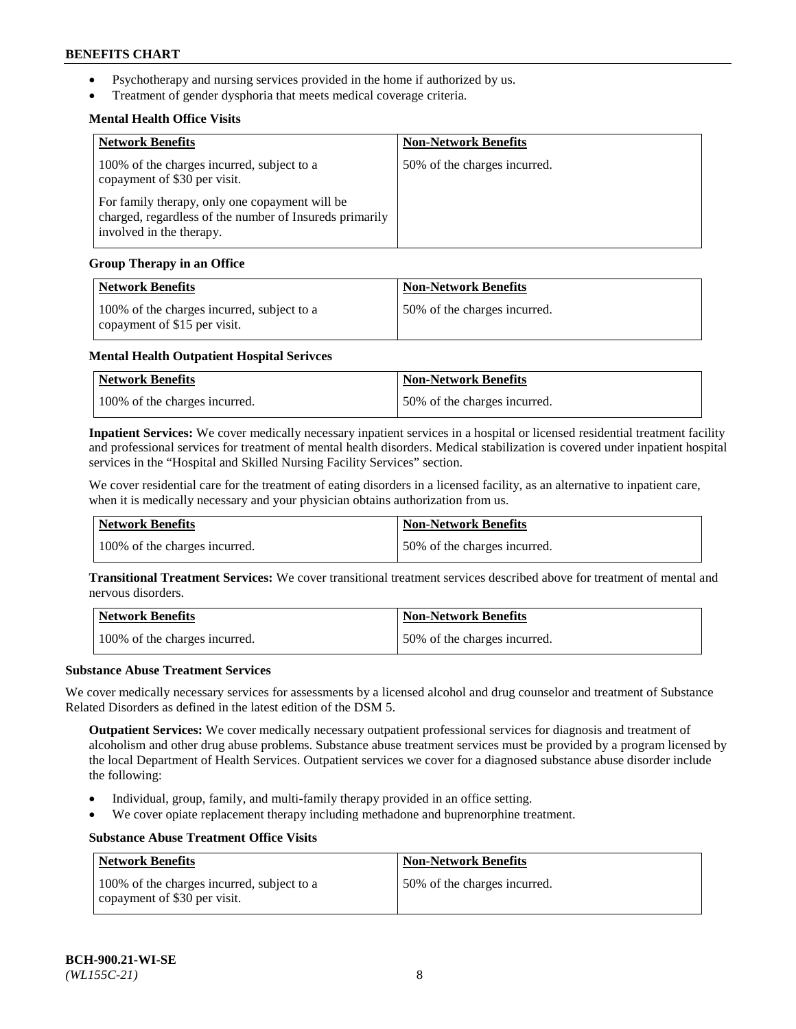- Psychotherapy and nursing services provided in the home if authorized by us.
- Treatment of gender dysphoria that meets medical coverage criteria.

**Mental Health Office Visits**

| Network Benefits | Non-Network Benefits |
|---|---|
| 100% of the charges incurred, subject to a copayment of $30 per visit.<br><br>For family therapy, only one copayment will be charged, regardless of the number of Insureds primarily involved in the therapy. | 50% of the charges incurred. |

**Group Therapy in an Office**

| Network Benefits | Non-Network Benefits |
|---|---|
| 100% of the charges incurred, subject to a copayment of $15 per visit. | 50% of the charges incurred. |

**Mental Health Outpatient Hospital Serivces**

| Network Benefits | Non-Network Benefits |
|---|---|
| 100% of the charges incurred. | 50% of the charges incurred. |

**Inpatient Services:** We cover medically necessary inpatient services in a hospital or licensed residential treatment facility and professional services for treatment of mental health disorders. Medical stabilization is covered under inpatient hospital services in the "Hospital and Skilled Nursing Facility Services" section.

We cover residential care for the treatment of eating disorders in a licensed facility, as an alternative to inpatient care, when it is medically necessary and your physician obtains authorization from us.

| Network Benefits | Non-Network Benefits |
|---|---|
| 100% of the charges incurred. | 50% of the charges incurred. |

**Transitional Treatment Services:** We cover transitional treatment services described above for treatment of mental and nervous disorders.

| Network Benefits | Non-Network Benefits |
|---|---|
| 100% of the charges incurred. | 50% of the charges incurred. |

**Substance Abuse Treatment Services**

We cover medically necessary services for assessments by a licensed alcohol and drug counselor and treatment of Substance Related Disorders as defined in the latest edition of the DSM 5.

**Outpatient Services:** We cover medically necessary outpatient professional services for diagnosis and treatment of alcoholism and other drug abuse problems. Substance abuse treatment services must be provided by a program licensed by the local Department of Health Services. Outpatient services we cover for a diagnosed substance abuse disorder include the following:

- Individual, group, family, and multi-family therapy provided in an office setting.
- We cover opiate replacement therapy including methadone and buprenorphine treatment.

**Substance Abuse Treatment Office Visits**

| Network Benefits | Non-Network Benefits |
|---|---|
| 100% of the charges incurred, subject to a copayment of $30 per visit. | 50% of the charges incurred. |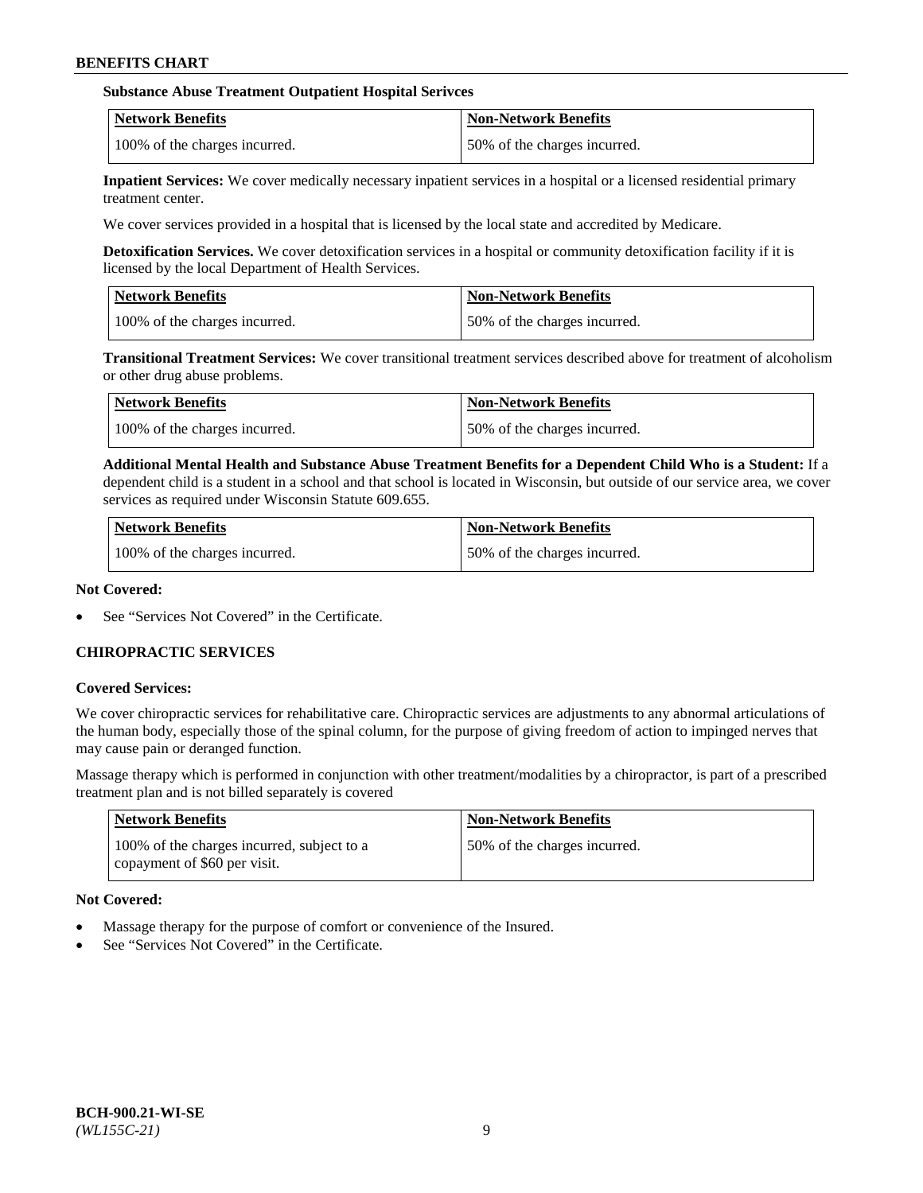**Substance Abuse Treatment Outpatient Hospital Serivces**

| Network Benefits | Non-Network Benefits |
| --- | --- |
| 100% of the charges incurred. | 50% of the charges incurred. |

**Inpatient Services:** We cover medically necessary inpatient services in a hospital or a licensed residential primary treatment center.

We cover services provided in a hospital that is licensed by the local state and accredited by Medicare.

**Detoxification Services.** We cover detoxification services in a hospital or community detoxification facility if it is licensed by the local Department of Health Services.

| Network Benefits | Non-Network Benefits |
| --- | --- |
| 100% of the charges incurred. | 50% of the charges incurred. |

**Transitional Treatment Services:** We cover transitional treatment services described above for treatment of alcoholism or other drug abuse problems.

| Network Benefits | Non-Network Benefits |
| --- | --- |
| 100% of the charges incurred. | 50% of the charges incurred. |

**Additional Mental Health and Substance Abuse Treatment Benefits for a Dependent Child Who is a Student:** If a dependent child is a student in a school and that school is located in Wisconsin, but outside of our service area, we cover services as required under Wisconsin Statute 609.655.

| Network Benefits | Non-Network Benefits |
| --- | --- |
| 100% of the charges incurred. | 50% of the charges incurred. |

**Not Covered:**

- See "Services Not Covered" in the Certificate.

## CHIROPRACTIC SERVICES

**Covered Services:**

We cover chiropractic services for rehabilitative care. Chiropractic services are adjustments to any abnormal articulations of the human body, especially those of the spinal column, for the purpose of giving freedom of action to impinged nerves that may cause pain or deranged function.

Massage therapy which is performed in conjunction with other treatment/modalities by a chiropractor, is part of a prescribed treatment plan and is not billed separately is covered

| Network Benefits | Non-Network Benefits |
| --- | --- |
| 100% of the charges incurred, subject to a copayment of $60 per visit. | 50% of the charges incurred. |

**Not Covered:**

- Massage therapy for the purpose of comfort or convenience of the Insured.
- See "Services Not Covered" in the Certificate.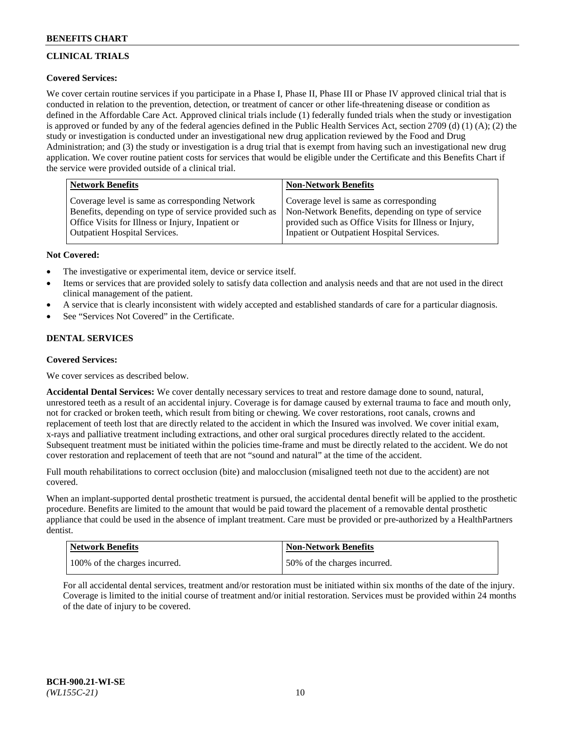## CLINICAL TRIALS

**Covered Services:**

We cover certain routine services if you participate in a Phase I, Phase II, Phase III or Phase IV approved clinical trial that is conducted in relation to the prevention, detection, or treatment of cancer or other life-threatening disease or condition as defined in the Affordable Care Act. Approved clinical trials include (1) federally funded trials when the study or investigation is approved or funded by any of the federal agencies defined in the Public Health Services Act, section 2709 (d) (1) (A); (2) the study or investigation is conducted under an investigational new drug application reviewed by the Food and Drug Administration; and (3) the study or investigation is a drug trial that is exempt from having such an investigational new drug application. We cover routine patient costs for services that would be eligible under the Certificate and this Benefits Chart if the service were provided outside of a clinical trial.

| Network Benefits | Non-Network Benefits |
|---|---|
| Coverage level is same as corresponding Network Benefits, depending on type of service provided such as Office Visits for Illness or Injury, Inpatient or Outpatient Hospital Services. | Coverage level is same as corresponding Non-Network Benefits, depending on type of service provided such as Office Visits for Illness or Injury, Inpatient or Outpatient Hospital Services. |

**Not Covered:**

- The investigative or experimental item, device or service itself.
- Items or services that are provided solely to satisfy data collection and analysis needs and that are not used in the direct clinical management of the patient.
- A service that is clearly inconsistent with widely accepted and established standards of care for a particular diagnosis.
- See "Services Not Covered" in the Certificate.

## DENTAL SERVICES

**Covered Services:**

We cover services as described below.

**Accidental Dental Services:** We cover dentally necessary services to treat and restore damage done to sound, natural, unrestored teeth as a result of an accidental injury. Coverage is for damage caused by external trauma to face and mouth only, not for cracked or broken teeth, which result from biting or chewing. We cover restorations, root canals, crowns and replacement of teeth lost that are directly related to the accident in which the Insured was involved. We cover initial exam, x-rays and palliative treatment including extractions, and other oral surgical procedures directly related to the accident. Subsequent treatment must be initiated within the policies time-frame and must be directly related to the accident. We do not cover restoration and replacement of teeth that are not "sound and natural" at the time of the accident.

Full mouth rehabilitations to correct occlusion (bite) and malocclusion (misaligned teeth not due to the accident) are not covered.

When an implant-supported dental prosthetic treatment is pursued, the accidental dental benefit will be applied to the prosthetic procedure. Benefits are limited to the amount that would be paid toward the placement of a removable dental prosthetic appliance that could be used in the absence of implant treatment. Care must be provided or pre-authorized by a HealthPartners dentist.

| Network Benefits | Non-Network Benefits |
|---|---|
| 100% of the charges incurred. | 50% of the charges incurred. |

For all accidental dental services, treatment and/or restoration must be initiated within six months of the date of the injury. Coverage is limited to the initial course of treatment and/or initial restoration. Services must be provided within 24 months of the date of injury to be covered.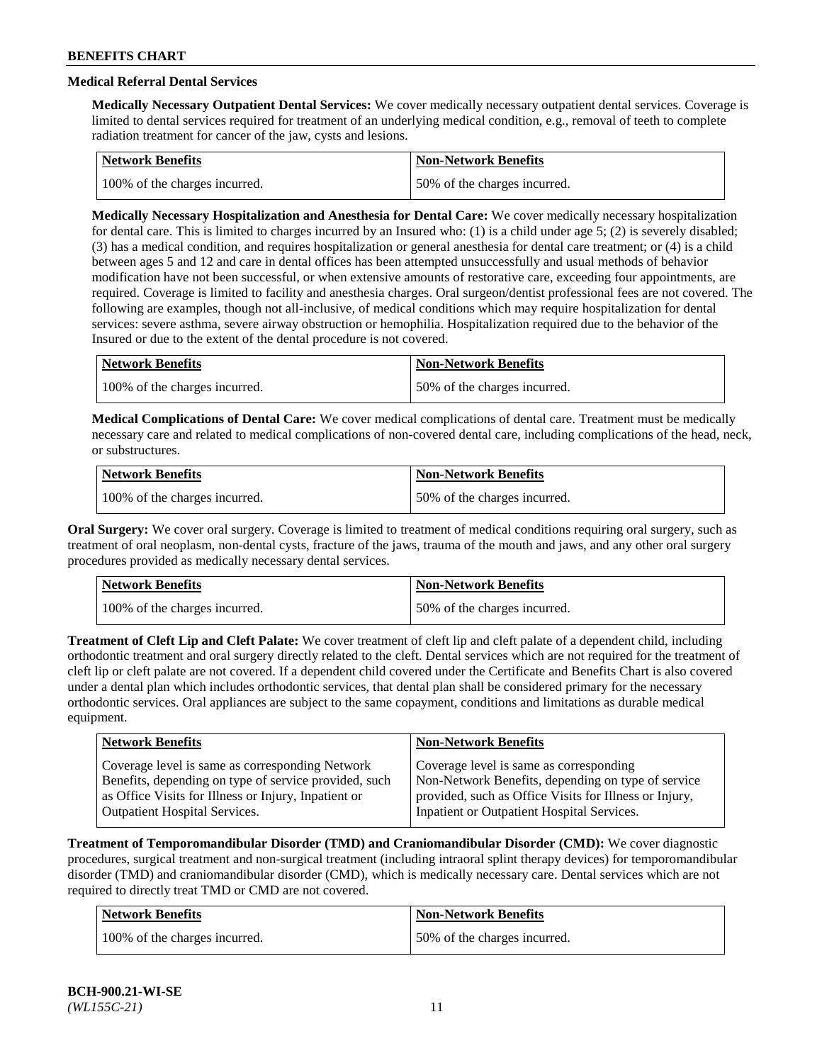## Medical Referral Dental Services

**Medically Necessary Outpatient Dental Services:** We cover medically necessary outpatient dental services. Coverage is limited to dental services required for treatment of an underlying medical condition, e.g., removal of teeth to complete radiation treatment for cancer of the jaw, cysts and lesions.

| Network Benefits | Non-Network Benefits |
|---|---|
| 100% of the charges incurred. | 50% of the charges incurred. |

**Medically Necessary Hospitalization and Anesthesia for Dental Care:** We cover medically necessary hospitalization for dental care. This is limited to charges incurred by an Insured who: (1) is a child under age 5; (2) is severely disabled; (3) has a medical condition, and requires hospitalization or general anesthesia for dental care treatment; or (4) is a child between ages 5 and 12 and care in dental offices has been attempted unsuccessfully and usual methods of behavior modification have not been successful, or when extensive amounts of restorative care, exceeding four appointments, are required. Coverage is limited to facility and anesthesia charges. Oral surgeon/dentist professional fees are not covered. The following are examples, though not all-inclusive, of medical conditions which may require hospitalization for dental services: severe asthma, severe airway obstruction or hemophilia. Hospitalization required due to the behavior of the Insured or due to the extent of the dental procedure is not covered.

| Network Benefits | Non-Network Benefits |
|---|---|
| 100% of the charges incurred. | 50% of the charges incurred. |

**Medical Complications of Dental Care:** We cover medical complications of dental care. Treatment must be medically necessary care and related to medical complications of non-covered dental care, including complications of the head, neck, or substructures.

| Network Benefits | Non-Network Benefits |
|---|---|
| 100% of the charges incurred. | 50% of the charges incurred. |

**Oral Surgery:** We cover oral surgery. Coverage is limited to treatment of medical conditions requiring oral surgery, such as treatment of oral neoplasm, non-dental cysts, fracture of the jaws, trauma of the mouth and jaws, and any other oral surgery procedures provided as medically necessary dental services.

| Network Benefits | Non-Network Benefits |
|---|---|
| 100% of the charges incurred. | 50% of the charges incurred. |

**Treatment of Cleft Lip and Cleft Palate:** We cover treatment of cleft lip and cleft palate of a dependent child, including orthodontic treatment and oral surgery directly related to the cleft. Dental services which are not required for the treatment of cleft lip or cleft palate are not covered. If a dependent child covered under the Certificate and Benefits Chart is also covered under a dental plan which includes orthodontic services, that dental plan shall be considered primary for the necessary orthodontic services. Oral appliances are subject to the same copayment, conditions and limitations as durable medical equipment.

| Network Benefits | Non-Network Benefits |
|---|---|
| Coverage level is same as corresponding Network Benefits, depending on type of service provided, such as Office Visits for Illness or Injury, Inpatient or Outpatient Hospital Services. | Coverage level is same as corresponding Non-Network Benefits, depending on type of service provided, such as Office Visits for Illness or Injury, Inpatient or Outpatient Hospital Services. |

**Treatment of Temporomandibular Disorder (TMD) and Craniomandibular Disorder (CMD):** We cover diagnostic procedures, surgical treatment and non-surgical treatment (including intraoral splint therapy devices) for temporomandibular disorder (TMD) and craniomandibular disorder (CMD), which is medically necessary care. Dental services which are not required to directly treat TMD or CMD are not covered.

| Network Benefits | Non-Network Benefits |
|---|---|
| 100% of the charges incurred. | 50% of the charges incurred. |

BCH-900.21-WI-SE
*(WL155C-21)*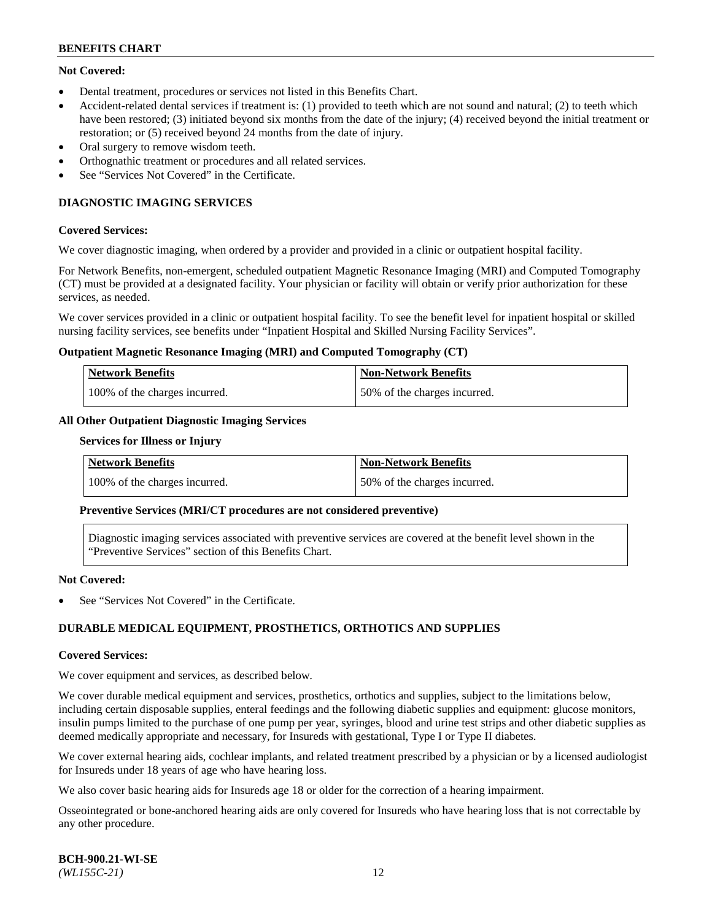**Not Covered:**

- Dental treatment, procedures or services not listed in this Benefits Chart.
- Accident-related dental services if treatment is: (1) provided to teeth which are not sound and natural; (2) to teeth which have been restored; (3) initiated beyond six months from the date of the injury; (4) received beyond the initial treatment or restoration; or (5) received beyond 24 months from the date of injury.
- Oral surgery to remove wisdom teeth.
- Orthognathic treatment or procedures and all related services.
- See "Services Not Covered" in the Certificate.

## DIAGNOSTIC IMAGING SERVICES

**Covered Services:**

We cover diagnostic imaging, when ordered by a provider and provided in a clinic or outpatient hospital facility.

For Network Benefits, non-emergent, scheduled outpatient Magnetic Resonance Imaging (MRI) and Computed Tomography (CT) must be provided at a designated facility. Your physician or facility will obtain or verify prior authorization for these services, as needed.

We cover services provided in a clinic or outpatient hospital facility. To see the benefit level for inpatient hospital or skilled nursing facility services, see benefits under "Inpatient Hospital and Skilled Nursing Facility Services".

**Outpatient Magnetic Resonance Imaging (MRI) and Computed Tomography (CT)**

| Network Benefits | Non-Network Benefits |
|---|---|
| 100% of the charges incurred. | 50% of the charges incurred. |

**All Other Outpatient Diagnostic Imaging Services**

**Services for Illness or Injury**

| Network Benefits | Non-Network Benefits |
|---|---|
| 100% of the charges incurred. | 50% of the charges incurred. |

**Preventive Services (MRI/CT procedures are not considered preventive)**

Diagnostic imaging services associated with preventive services are covered at the benefit level shown in the "Preventive Services" section of this Benefits Chart.

**Not Covered:**

- See "Services Not Covered" in the Certificate.

## DURABLE MEDICAL EQUIPMENT, PROSTHETICS, ORTHOTICS AND SUPPLIES

**Covered Services:**

We cover equipment and services, as described below.

We cover durable medical equipment and services, prosthetics, orthotics and supplies, subject to the limitations below, including certain disposable supplies, enteral feedings and the following diabetic supplies and equipment: glucose monitors, insulin pumps limited to the purchase of one pump per year, syringes, blood and urine test strips and other diabetic supplies as deemed medically appropriate and necessary, for Insureds with gestational, Type I or Type II diabetes.

We cover external hearing aids, cochlear implants, and related treatment prescribed by a physician or by a licensed audiologist for Insureds under 18 years of age who have hearing loss.

We also cover basic hearing aids for Insureds age 18 or older for the correction of a hearing impairment.

Osseointegrated or bone-anchored hearing aids are only covered for Insureds who have hearing loss that is not correctable by any other procedure.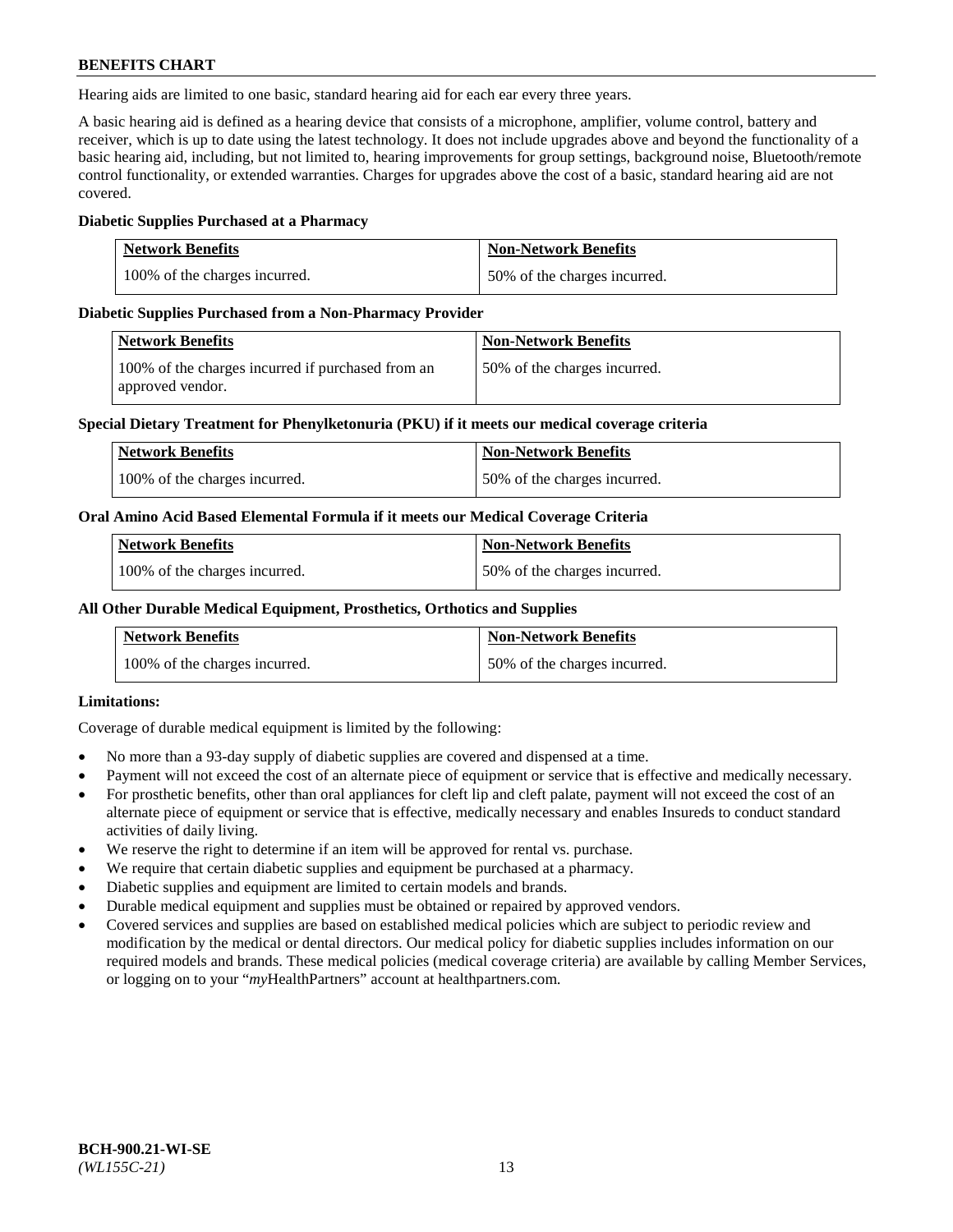Hearing aids are limited to one basic, standard hearing aid for each ear every three years.

A basic hearing aid is defined as a hearing device that consists of a microphone, amplifier, volume control, battery and receiver, which is up to date using the latest technology. It does not include upgrades above and beyond the functionality of a basic hearing aid, including, but not limited to, hearing improvements for group settings, background noise, Bluetooth/remote control functionality, or extended warranties. Charges for upgrades above the cost of a basic, standard hearing aid are not covered.

**Diabetic Supplies Purchased at a Pharmacy**

| Network Benefits | Non-Network Benefits |
|---|---|
| 100% of the charges incurred. | 50% of the charges incurred. |

**Diabetic Supplies Purchased from a Non-Pharmacy Provider**

| Network Benefits | Non-Network Benefits |
|---|---|
| 100% of the charges incurred if purchased from an approved vendor. | 50% of the charges incurred. |

**Special Dietary Treatment for Phenylketonuria (PKU) if it meets our medical coverage criteria**

| Network Benefits | Non-Network Benefits |
|---|---|
| 100% of the charges incurred. | 50% of the charges incurred. |

**Oral Amino Acid Based Elemental Formula if it meets our Medical Coverage Criteria**

| Network Benefits | Non-Network Benefits |
|---|---|
| 100% of the charges incurred. | 50% of the charges incurred. |

**All Other Durable Medical Equipment, Prosthetics, Orthotics and Supplies**

| Network Benefits | Non-Network Benefits |
|---|---|
| 100% of the charges incurred. | 50% of the charges incurred. |

**Limitations:**

Coverage of durable medical equipment is limited by the following:

- No more than a 93-day supply of diabetic supplies are covered and dispensed at a time.
- Payment will not exceed the cost of an alternate piece of equipment or service that is effective and medically necessary.
- For prosthetic benefits, other than oral appliances for cleft lip and cleft palate, payment will not exceed the cost of an alternate piece of equipment or service that is effective, medically necessary and enables Insureds to conduct standard activities of daily living.
- We reserve the right to determine if an item will be approved for rental vs. purchase.
- We require that certain diabetic supplies and equipment be purchased at a pharmacy.
- Diabetic supplies and equipment are limited to certain models and brands.
- Durable medical equipment and supplies must be obtained or repaired by approved vendors.
- Covered services and supplies are based on established medical policies which are subject to periodic review and modification by the medical or dental directors. Our medical policy for diabetic supplies includes information on our required models and brands. These medical policies (medical coverage criteria) are available by calling Member Services, or logging on to your "*my*HealthPartners" account at healthpartners.com.

BCH-900.21-WI-SE
*(WL155C-21)*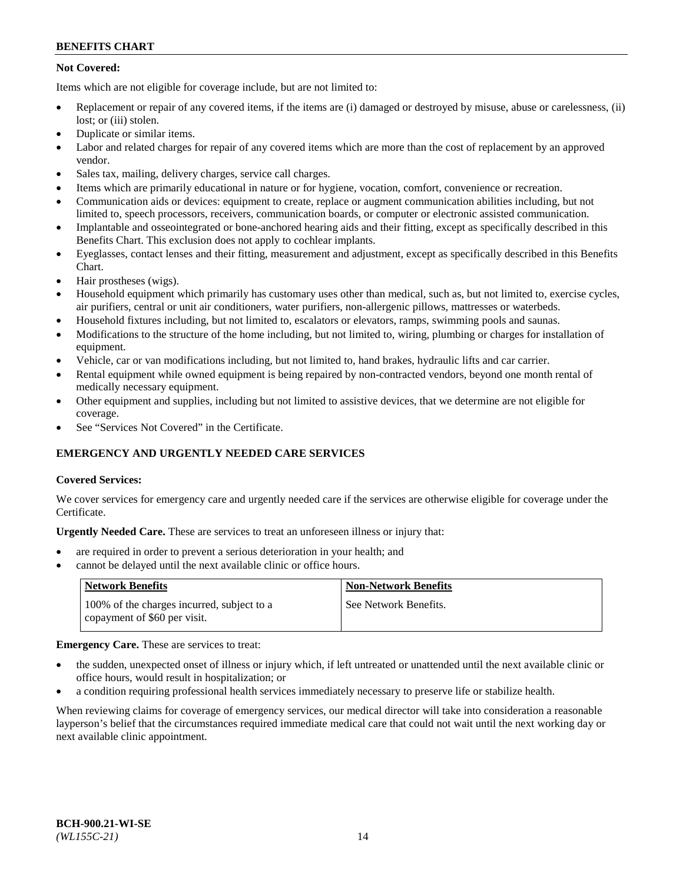**Not Covered:**

Items which are not eligible for coverage include, but are not limited to:

- Replacement or repair of any covered items, if the items are (i) damaged or destroyed by misuse, abuse or carelessness, (ii) lost; or (iii) stolen.
- Duplicate or similar items.
- Labor and related charges for repair of any covered items which are more than the cost of replacement by an approved vendor.
- Sales tax, mailing, delivery charges, service call charges.
- Items which are primarily educational in nature or for hygiene, vocation, comfort, convenience or recreation.
- Communication aids or devices: equipment to create, replace or augment communication abilities including, but not limited to, speech processors, receivers, communication boards, or computer or electronic assisted communication.
- Implantable and osseointegrated or bone-anchored hearing aids and their fitting, except as specifically described in this Benefits Chart. This exclusion does not apply to cochlear implants.
- Eyeglasses, contact lenses and their fitting, measurement and adjustment, except as specifically described in this Benefits Chart.
- Hair prostheses (wigs).
- Household equipment which primarily has customary uses other than medical, such as, but not limited to, exercise cycles, air purifiers, central or unit air conditioners, water purifiers, non-allergenic pillows, mattresses or waterbeds.
- Household fixtures including, but not limited to, escalators or elevators, ramps, swimming pools and saunas.
- Modifications to the structure of the home including, but not limited to, wiring, plumbing or charges for installation of equipment.
- Vehicle, car or van modifications including, but not limited to, hand brakes, hydraulic lifts and car carrier.
- Rental equipment while owned equipment is being repaired by non-contracted vendors, beyond one month rental of medically necessary equipment.
- Other equipment and supplies, including but not limited to assistive devices, that we determine are not eligible for coverage.
- See "Services Not Covered" in the Certificate.

## EMERGENCY AND URGENTLY NEEDED CARE SERVICES

**Covered Services:**

We cover services for emergency care and urgently needed care if the services are otherwise eligible for coverage under the Certificate.

**Urgently Needed Care.** These are services to treat an unforeseen illness or injury that:

- are required in order to prevent a serious deterioration in your health; and
- cannot be delayed until the next available clinic or office hours.

| Network Benefits | Non-Network Benefits |
| --- | --- |
| 100% of the charges incurred, subject to a copayment of $60 per visit. | See Network Benefits. |

**Emergency Care.** These are services to treat:

- the sudden, unexpected onset of illness or injury which, if left untreated or unattended until the next available clinic or office hours, would result in hospitalization; or
- a condition requiring professional health services immediately necessary to preserve life or stabilize health.

When reviewing claims for coverage of emergency services, our medical director will take into consideration a reasonable layperson's belief that the circumstances required immediate medical care that could not wait until the next working day or next available clinic appointment.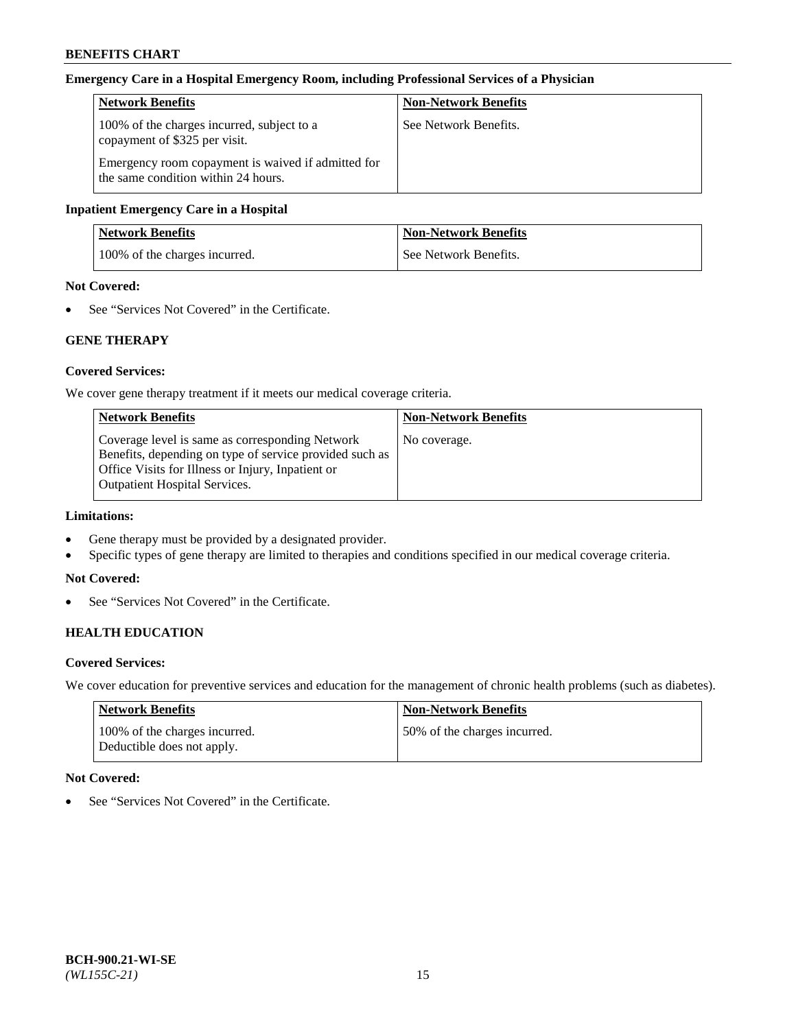**Emergency Care in a Hospital Emergency Room, including Professional Services of a Physician**

| Network Benefits | Non-Network Benefits |
| --- | --- |
| 100% of the charges incurred, subject to a copayment of $325 per visit.<br><br>Emergency room copayment is waived if admitted for the same condition within 24 hours. | See Network Benefits. |

**Inpatient Emergency Care in a Hospital**

| Network Benefits | Non-Network Benefits |
| --- | --- |
| 100% of the charges incurred. | See Network Benefits. |

**Not Covered:**

- See "Services Not Covered" in the Certificate.

## GENE THERAPY

**Covered Services:**

We cover gene therapy treatment if it meets our medical coverage criteria.

| Network Benefits | Non-Network Benefits |
| --- | --- |
| Coverage level is same as corresponding Network Benefits, depending on type of service provided such as Office Visits for Illness or Injury, Inpatient or Outpatient Hospital Services. | No coverage. |

**Limitations:**

- Gene therapy must be provided by a designated provider.
- Specific types of gene therapy are limited to therapies and conditions specified in our medical coverage criteria.

**Not Covered:**

- See "Services Not Covered" in the Certificate.

## HEALTH EDUCATION

**Covered Services:**

We cover education for preventive services and education for the management of chronic health problems (such as diabetes).

| Network Benefits | Non-Network Benefits |
| --- | --- |
| 100% of the charges incurred.<br>Deductible does not apply. | 50% of the charges incurred. |

**Not Covered:**

- See "Services Not Covered" in the Certificate.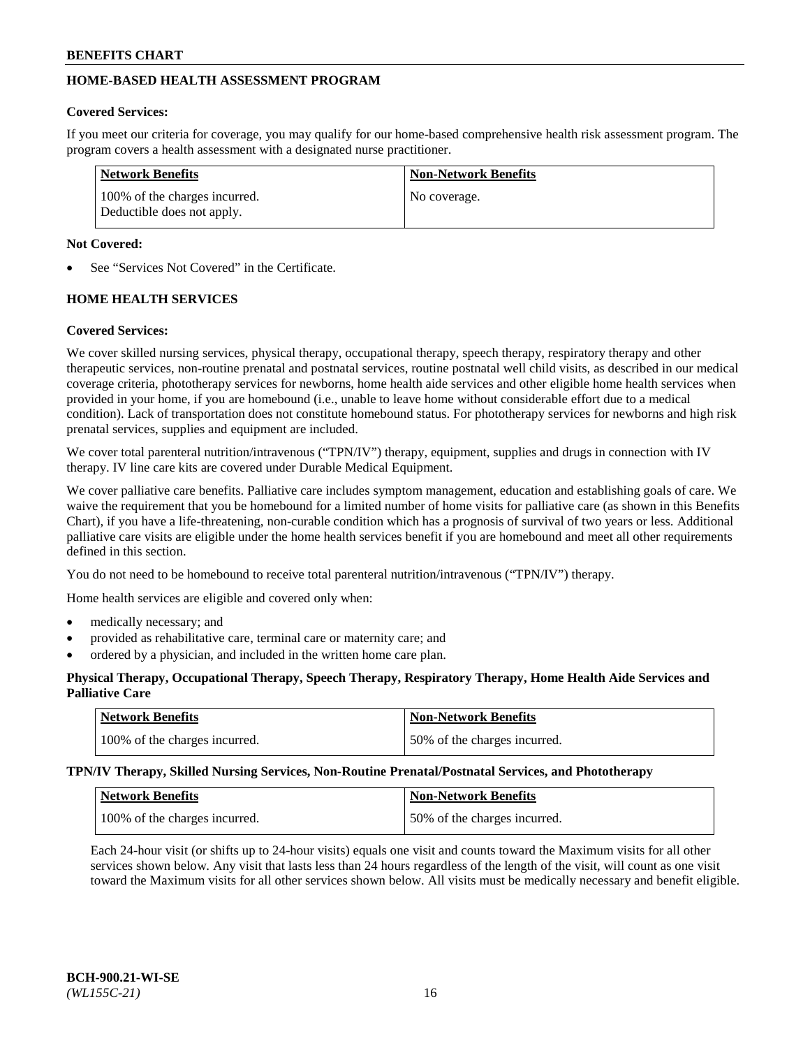## HOME-BASED HEALTH ASSESSMENT PROGRAM

**Covered Services:**

If you meet our criteria for coverage, you may qualify for our home-based comprehensive health risk assessment program. The program covers a health assessment with a designated nurse practitioner.

| Network Benefits | Non-Network Benefits |
| --- | --- |
| 100% of the charges incurred. Deductible does not apply. | No coverage. |

**Not Covered:**

- See "Services Not Covered" in the Certificate.

## HOME HEALTH SERVICES

**Covered Services:**

We cover skilled nursing services, physical therapy, occupational therapy, speech therapy, respiratory therapy and other therapeutic services, non-routine prenatal and postnatal services, routine postnatal well child visits, as described in our medical coverage criteria, phototherapy services for newborns, home health aide services and other eligible home health services when provided in your home, if you are homebound (i.e., unable to leave home without considerable effort due to a medical condition). Lack of transportation does not constitute homebound status. For phototherapy services for newborns and high risk prenatal services, supplies and equipment are included.

We cover total parenteral nutrition/intravenous ("TPN/IV") therapy, equipment, supplies and drugs in connection with IV therapy. IV line care kits are covered under Durable Medical Equipment.

We cover palliative care benefits. Palliative care includes symptom management, education and establishing goals of care. We waive the requirement that you be homebound for a limited number of home visits for palliative care (as shown in this Benefits Chart), if you have a life-threatening, non-curable condition which has a prognosis of survival of two years or less. Additional palliative care visits are eligible under the home health services benefit if you are homebound and meet all other requirements defined in this section.

You do not need to be homebound to receive total parenteral nutrition/intravenous ("TPN/IV") therapy.

Home health services are eligible and covered only when:

- medically necessary; and
- provided as rehabilitative care, terminal care or maternity care; and
- ordered by a physician, and included in the written home care plan.

**Physical Therapy, Occupational Therapy, Speech Therapy, Respiratory Therapy, Home Health Aide Services and Palliative Care**

| Network Benefits | Non-Network Benefits |
| --- | --- |
| 100% of the charges incurred. | 50% of the charges incurred. |

**TPN/IV Therapy, Skilled Nursing Services, Non-Routine Prenatal/Postnatal Services, and Phototherapy**

| Network Benefits | Non-Network Benefits |
| --- | --- |
| 100% of the charges incurred. | 50% of the charges incurred. |

Each 24-hour visit (or shifts up to 24-hour visits) equals one visit and counts toward the Maximum visits for all other services shown below. Any visit that lasts less than 24 hours regardless of the length of the visit, will count as one visit toward the Maximum visits for all other services shown below. All visits must be medically necessary and benefit eligible.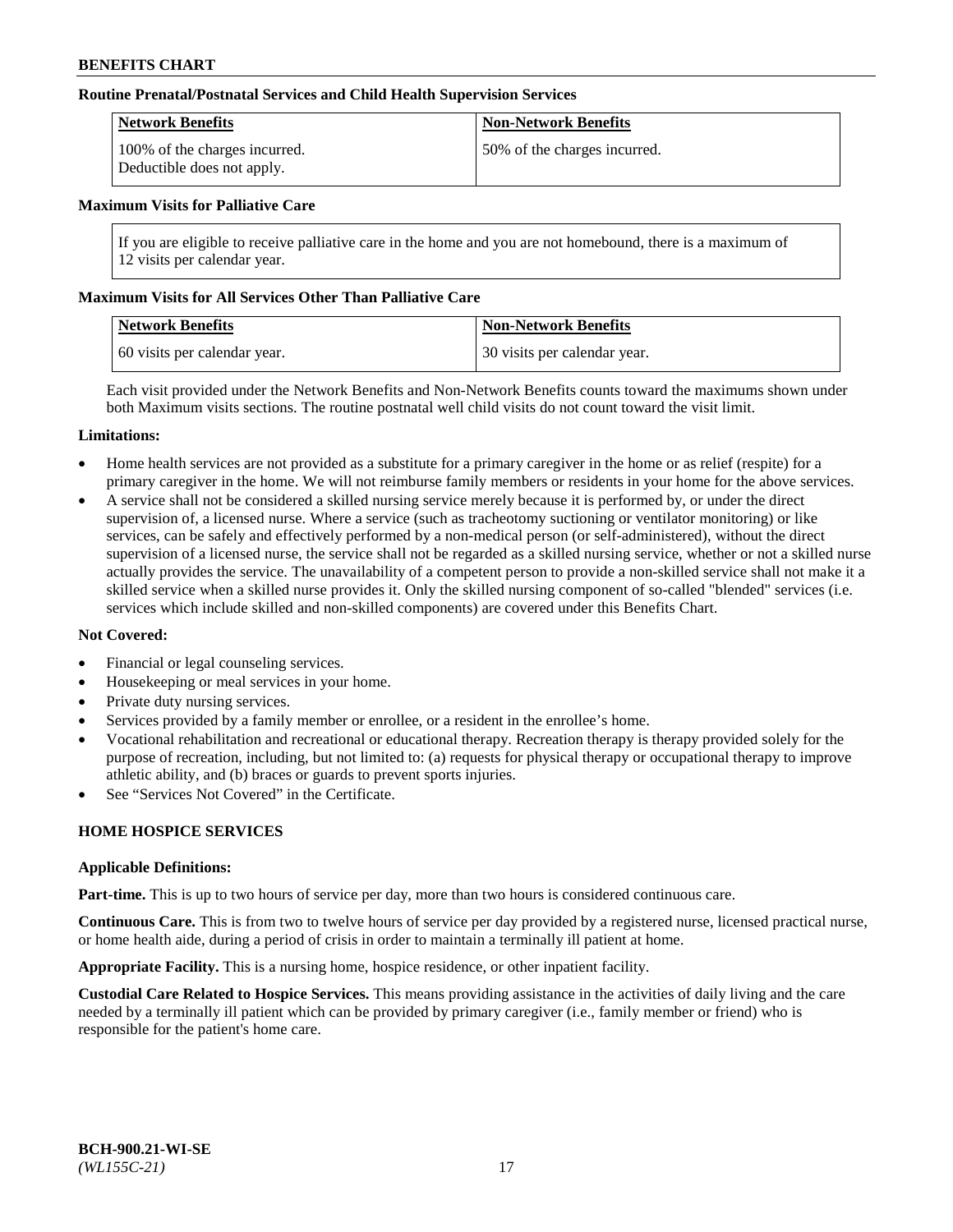**Routine Prenatal/Postnatal Services and Child Health Supervision Services**

| Network Benefits | Non-Network Benefits |
| --- | --- |
| 100% of the charges incurred. Deductible does not apply. | 50% of the charges incurred. |

**Maximum Visits for Palliative Care**

If you are eligible to receive palliative care in the home and you are not homebound, there is a maximum of 12 visits per calendar year.

**Maximum Visits for All Services Other Than Palliative Care**

| Network Benefits | Non-Network Benefits |
| --- | --- |
| 60 visits per calendar year. | 30 visits per calendar year. |

Each visit provided under the Network Benefits and Non-Network Benefits counts toward the maximums shown under both Maximum visits sections. The routine postnatal well child visits do not count toward the visit limit.

**Limitations:**

- Home health services are not provided as a substitute for a primary caregiver in the home or as relief (respite) for a primary caregiver in the home. We will not reimburse family members or residents in your home for the above services.
- A service shall not be considered a skilled nursing service merely because it is performed by, or under the direct supervision of, a licensed nurse. Where a service (such as tracheotomy suctioning or ventilator monitoring) or like services, can be safely and effectively performed by a non-medical person (or self-administered), without the direct supervision of a licensed nurse, the service shall not be regarded as a skilled nursing service, whether or not a skilled nurse actually provides the service. The unavailability of a competent person to provide a non-skilled service shall not make it a skilled service when a skilled nurse provides it. Only the skilled nursing component of so-called "blended" services (i.e. services which include skilled and non-skilled components) are covered under this Benefits Chart.

**Not Covered:**

- Financial or legal counseling services.
- Housekeeping or meal services in your home.
- Private duty nursing services.
- Services provided by a family member or enrollee, or a resident in the enrollee's home.
- Vocational rehabilitation and recreational or educational therapy. Recreation therapy is therapy provided solely for the purpose of recreation, including, but not limited to: (a) requests for physical therapy or occupational therapy to improve athletic ability, and (b) braces or guards to prevent sports injuries.
- See "Services Not Covered" in the Certificate.

**HOME HOSPICE SERVICES**

**Applicable Definitions:**

**Part-time.** This is up to two hours of service per day, more than two hours is considered continuous care.

**Continuous Care.** This is from two to twelve hours of service per day provided by a registered nurse, licensed practical nurse, or home health aide, during a period of crisis in order to maintain a terminally ill patient at home.

**Appropriate Facility.** This is a nursing home, hospice residence, or other inpatient facility.

**Custodial Care Related to Hospice Services.** This means providing assistance in the activities of daily living and the care needed by a terminally ill patient which can be provided by primary caregiver (i.e., family member or friend) who is responsible for the patient's home care.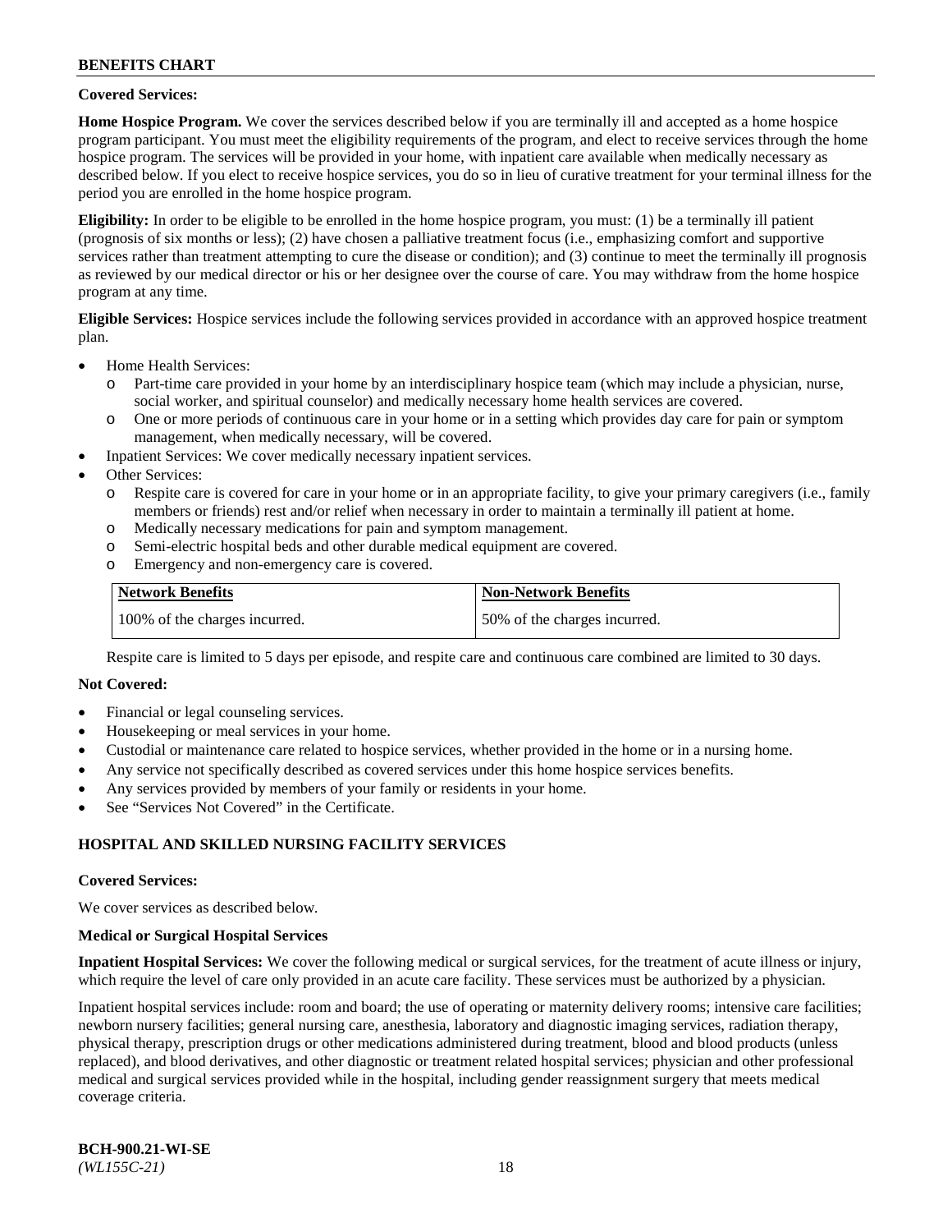**Covered Services:**

**Home Hospice Program.** We cover the services described below if you are terminally ill and accepted as a home hospice program participant. You must meet the eligibility requirements of the program, and elect to receive services through the home hospice program. The services will be provided in your home, with inpatient care available when medically necessary as described below. If you elect to receive hospice services, you do so in lieu of curative treatment for your terminal illness for the period you are enrolled in the home hospice program.

**Eligibility:** In order to be eligible to be enrolled in the home hospice program, you must: (1) be a terminally ill patient (prognosis of six months or less); (2) have chosen a palliative treatment focus (i.e., emphasizing comfort and supportive services rather than treatment attempting to cure the disease or condition); and (3) continue to meet the terminally ill prognosis as reviewed by our medical director or his or her designee over the course of care. You may withdraw from the home hospice program at any time.

**Eligible Services:** Hospice services include the following services provided in accordance with an approved hospice treatment plan.

- Home Health Services:
  - Part-time care provided in your home by an interdisciplinary hospice team (which may include a physician, nurse, social worker, and spiritual counselor) and medically necessary home health services are covered.
  - One or more periods of continuous care in your home or in a setting which provides day care for pain or symptom management, when medically necessary, will be covered.
- Inpatient Services: We cover medically necessary inpatient services.
- Other Services:
  - Respite care is covered for care in your home or in an appropriate facility, to give your primary caregivers (i.e., family members or friends) rest and/or relief when necessary in order to maintain a terminally ill patient at home.
  - Medically necessary medications for pain and symptom management.
  - Semi-electric hospital beds and other durable medical equipment are covered.
  - Emergency and non-emergency care is covered.

| Network Benefits | Non-Network Benefits |
|---|---|
| 100% of the charges incurred. | 50% of the charges incurred. |

Respite care is limited to 5 days per episode, and respite care and continuous care combined are limited to 30 days.

**Not Covered:**

- Financial or legal counseling services.
- Housekeeping or meal services in your home.
- Custodial or maintenance care related to hospice services, whether provided in the home or in a nursing home.
- Any service not specifically described as covered services under this home hospice services benefits.
- Any services provided by members of your family or residents in your home.
- See "Services Not Covered" in the Certificate.

## HOSPITAL AND SKILLED NURSING FACILITY SERVICES

**Covered Services:**

We cover services as described below.

**Medical or Surgical Hospital Services**

**Inpatient Hospital Services:** We cover the following medical or surgical services, for the treatment of acute illness or injury, which require the level of care only provided in an acute care facility. These services must be authorized by a physician.

Inpatient hospital services include: room and board; the use of operating or maternity delivery rooms; intensive care facilities; newborn nursery facilities; general nursing care, anesthesia, laboratory and diagnostic imaging services, radiation therapy, physical therapy, prescription drugs or other medications administered during treatment, blood and blood products (unless replaced), and blood derivatives, and other diagnostic or treatment related hospital services; physician and other professional medical and surgical services provided while in the hospital, including gender reassignment surgery that meets medical coverage criteria.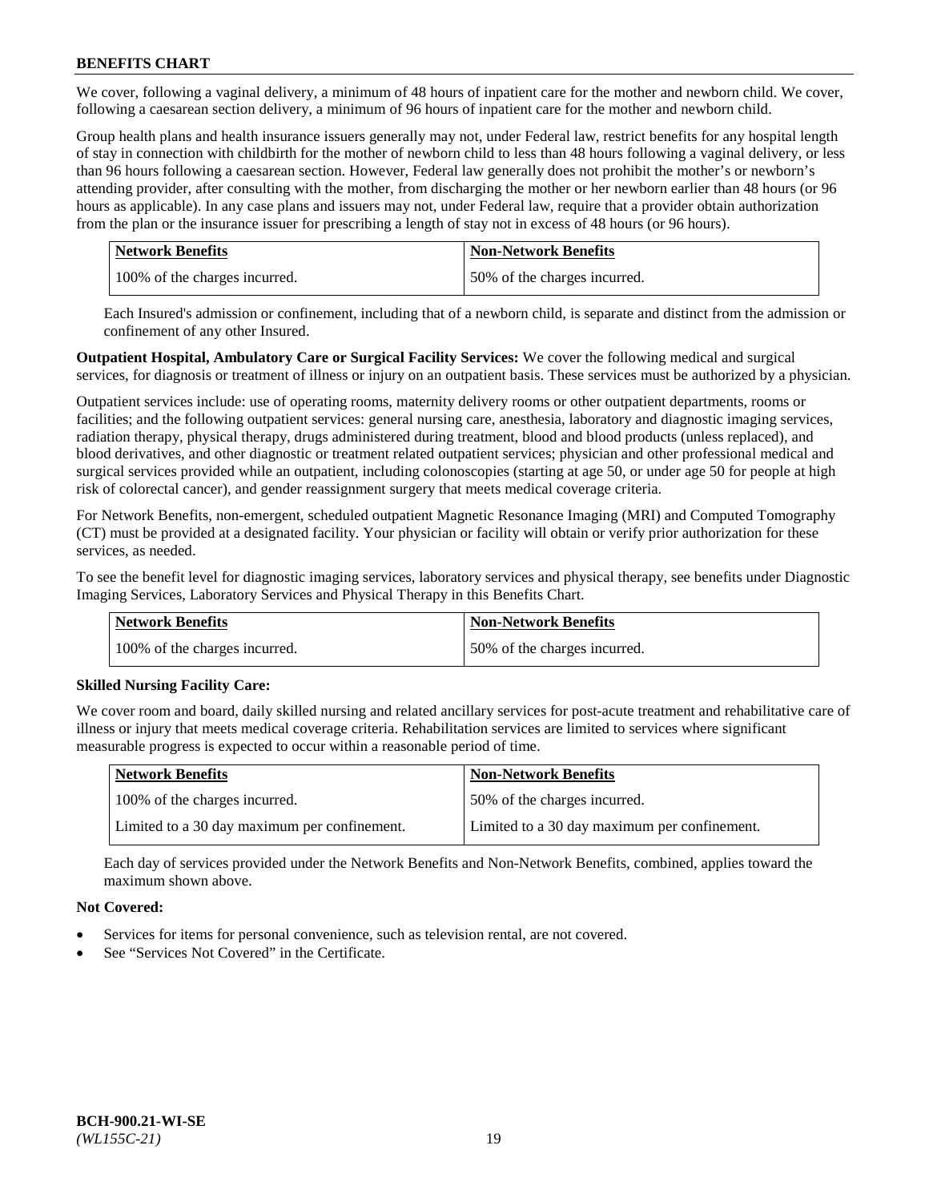We cover, following a vaginal delivery, a minimum of 48 hours of inpatient care for the mother and newborn child. We cover, following a caesarean section delivery, a minimum of 96 hours of inpatient care for the mother and newborn child.

Group health plans and health insurance issuers generally may not, under Federal law, restrict benefits for any hospital length of stay in connection with childbirth for the mother of newborn child to less than 48 hours following a vaginal delivery, or less than 96 hours following a caesarean section. However, Federal law generally does not prohibit the mother's or newborn's attending provider, after consulting with the mother, from discharging the mother or her newborn earlier than 48 hours (or 96 hours as applicable). In any case plans and issuers may not, under Federal law, require that a provider obtain authorization from the plan or the insurance issuer for prescribing a length of stay not in excess of 48 hours (or 96 hours).

| Network Benefits | Non-Network Benefits |
|---|---|
| 100% of the charges incurred. | 50% of the charges incurred. |

Each Insured's admission or confinement, including that of a newborn child, is separate and distinct from the admission or confinement of any other Insured.

**Outpatient Hospital, Ambulatory Care or Surgical Facility Services:** We cover the following medical and surgical services, for diagnosis or treatment of illness or injury on an outpatient basis. These services must be authorized by a physician.

Outpatient services include: use of operating rooms, maternity delivery rooms or other outpatient departments, rooms or facilities; and the following outpatient services: general nursing care, anesthesia, laboratory and diagnostic imaging services, radiation therapy, physical therapy, drugs administered during treatment, blood and blood products (unless replaced), and blood derivatives, and other diagnostic or treatment related outpatient services; physician and other professional medical and surgical services provided while an outpatient, including colonoscopies (starting at age 50, or under age 50 for people at high risk of colorectal cancer), and gender reassignment surgery that meets medical coverage criteria.

For Network Benefits, non-emergent, scheduled outpatient Magnetic Resonance Imaging (MRI) and Computed Tomography (CT) must be provided at a designated facility. Your physician or facility will obtain or verify prior authorization for these services, as needed.

To see the benefit level for diagnostic imaging services, laboratory services and physical therapy, see benefits under Diagnostic Imaging Services, Laboratory Services and Physical Therapy in this Benefits Chart.

| Network Benefits | Non-Network Benefits |
|---|---|
| 100% of the charges incurred. | 50% of the charges incurred. |

**Skilled Nursing Facility Care:**

We cover room and board, daily skilled nursing and related ancillary services for post-acute treatment and rehabilitative care of illness or injury that meets medical coverage criteria. Rehabilitation services are limited to services where significant measurable progress is expected to occur within a reasonable period of time.

| Network Benefits | Non-Network Benefits |
|---|---|
| 100% of the charges incurred. | 50% of the charges incurred. |
| Limited to a 30 day maximum per confinement. | Limited to a 30 day maximum per confinement. |

Each day of services provided under the Network Benefits and Non-Network Benefits, combined, applies toward the maximum shown above.

**Not Covered:**

- Services for items for personal convenience, such as television rental, are not covered.
- See "Services Not Covered" in the Certificate.

**BCH-900.21-WI-SE**
*(WL155C-21)*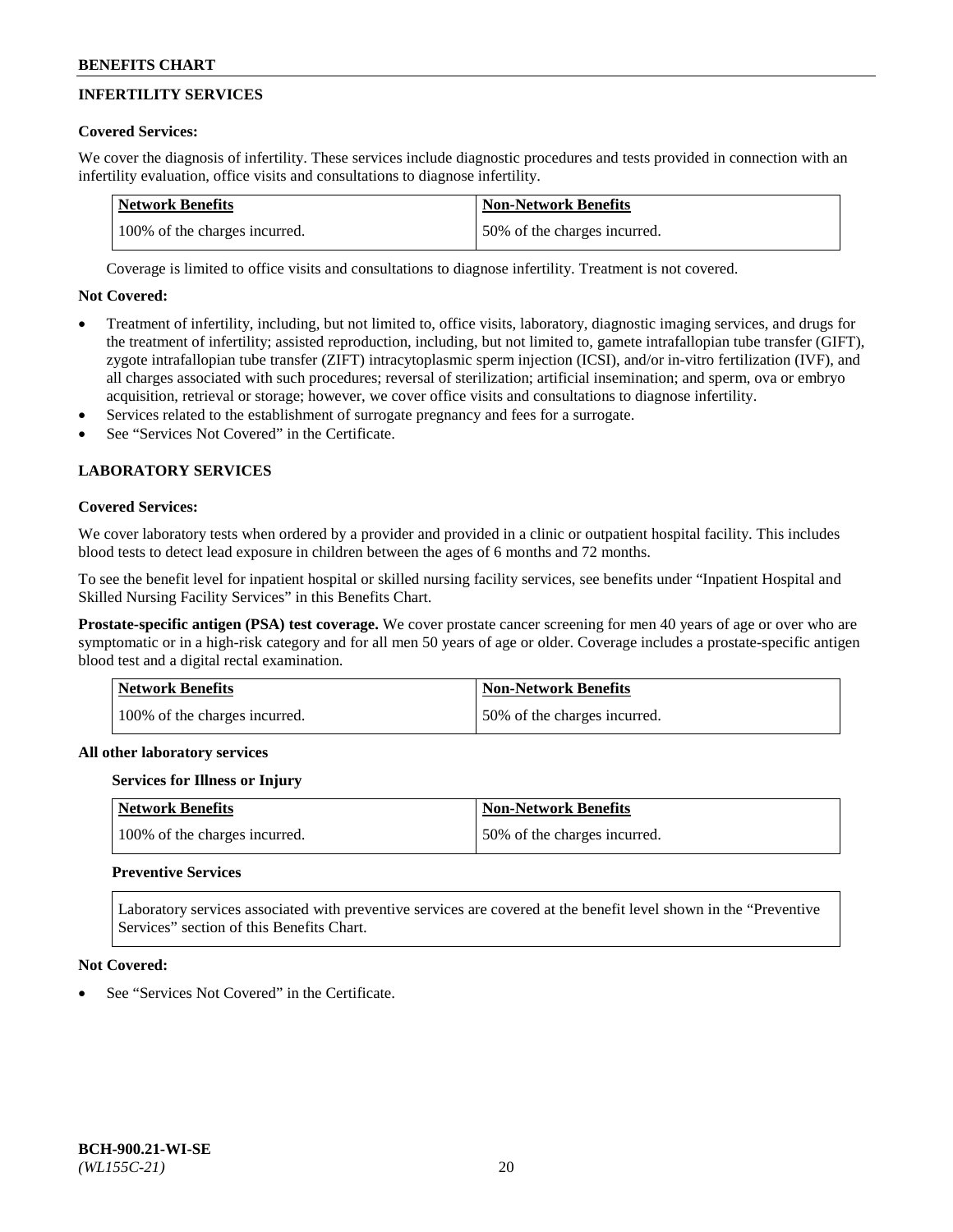## INFERTILITY SERVICES

**Covered Services:**

We cover the diagnosis of infertility. These services include diagnostic procedures and tests provided in connection with an infertility evaluation, office visits and consultations to diagnose infertility.

| Network Benefits | Non-Network Benefits |
| --- | --- |
| 100% of the charges incurred. | 50% of the charges incurred. |

Coverage is limited to office visits and consultations to diagnose infertility. Treatment is not covered.

**Not Covered:**

- Treatment of infertility, including, but not limited to, office visits, laboratory, diagnostic imaging services, and drugs for the treatment of infertility; assisted reproduction, including, but not limited to, gamete intrafallopian tube transfer (GIFT), zygote intrafallopian tube transfer (ZIFT) intracytoplasmic sperm injection (ICSI), and/or in-vitro fertilization (IVF), and all charges associated with such procedures; reversal of sterilization; artificial insemination; and sperm, ova or embryo acquisition, retrieval or storage; however, we cover office visits and consultations to diagnose infertility.
- Services related to the establishment of surrogate pregnancy and fees for a surrogate.
- See "Services Not Covered" in the Certificate.

## LABORATORY SERVICES

**Covered Services:**

We cover laboratory tests when ordered by a provider and provided in a clinic or outpatient hospital facility. This includes blood tests to detect lead exposure in children between the ages of 6 months and 72 months.

To see the benefit level for inpatient hospital or skilled nursing facility services, see benefits under "Inpatient Hospital and Skilled Nursing Facility Services" in this Benefits Chart.

**Prostate-specific antigen (PSA) test coverage.** We cover prostate cancer screening for men 40 years of age or over who are symptomatic or in a high-risk category and for all men 50 years of age or older. Coverage includes a prostate-specific antigen blood test and a digital rectal examination.

| Network Benefits | Non-Network Benefits |
| --- | --- |
| 100% of the charges incurred. | 50% of the charges incurred. |

**All other laboratory services**

**Services for Illness or Injury**

| Network Benefits | Non-Network Benefits |
| --- | --- |
| 100% of the charges incurred. | 50% of the charges incurred. |

**Preventive Services**

Laboratory services associated with preventive services are covered at the benefit level shown in the "Preventive Services" section of this Benefits Chart.

**Not Covered:**

- See "Services Not Covered" in the Certificate.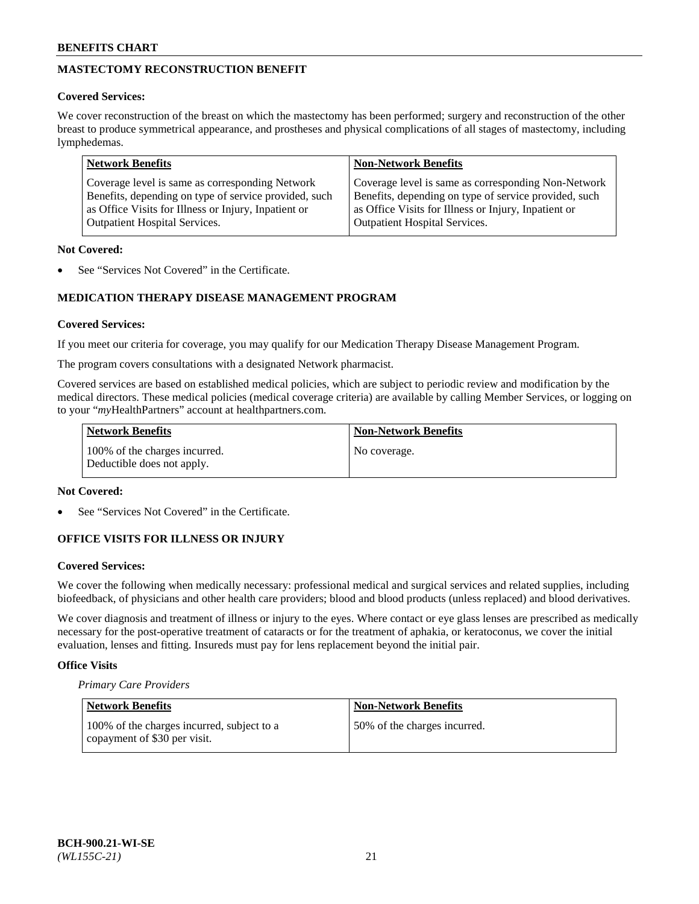## MASTECTOMY RECONSTRUCTION BENEFIT

**Covered Services:**

We cover reconstruction of the breast on which the mastectomy has been performed; surgery and reconstruction of the other breast to produce symmetrical appearance, and prostheses and physical complications of all stages of mastectomy, including lymphedemas.

| Network Benefits | Non-Network Benefits |
|---|---|
| Coverage level is same as corresponding Network Benefits, depending on type of service provided, such as Office Visits for Illness or Injury, Inpatient or Outpatient Hospital Services. | Coverage level is same as corresponding Non-Network Benefits, depending on type of service provided, such as Office Visits for Illness or Injury, Inpatient or Outpatient Hospital Services. |

**Not Covered:**

- See "Services Not Covered" in the Certificate.

## MEDICATION THERAPY DISEASE MANAGEMENT PROGRAM

**Covered Services:**

If you meet our criteria for coverage, you may qualify for our Medication Therapy Disease Management Program.

The program covers consultations with a designated Network pharmacist.

Covered services are based on established medical policies, which are subject to periodic review and modification by the medical directors. These medical policies (medical coverage criteria) are available by calling Member Services, or logging on to your "*my*HealthPartners" account at healthpartners.com.

| Network Benefits | Non-Network Benefits |
|---|---|
| 100% of the charges incurred. Deductible does not apply. | No coverage. |

**Not Covered:**

- See "Services Not Covered" in the Certificate.

## OFFICE VISITS FOR ILLNESS OR INJURY

**Covered Services:**

We cover the following when medically necessary: professional medical and surgical services and related supplies, including biofeedback, of physicians and other health care providers; blood and blood products (unless replaced) and blood derivatives.

We cover diagnosis and treatment of illness or injury to the eyes. Where contact or eye glass lenses are prescribed as medically necessary for the post-operative treatment of cataracts or for the treatment of aphakia, or keratoconus, we cover the initial evaluation, lenses and fitting. Insureds must pay for lens replacement beyond the initial pair.

**Office Visits**

*Primary Care Providers*

| Network Benefits | Non-Network Benefits |
|---|---|
| 100% of the charges incurred, subject to a copayment of $30 per visit. | 50% of the charges incurred. |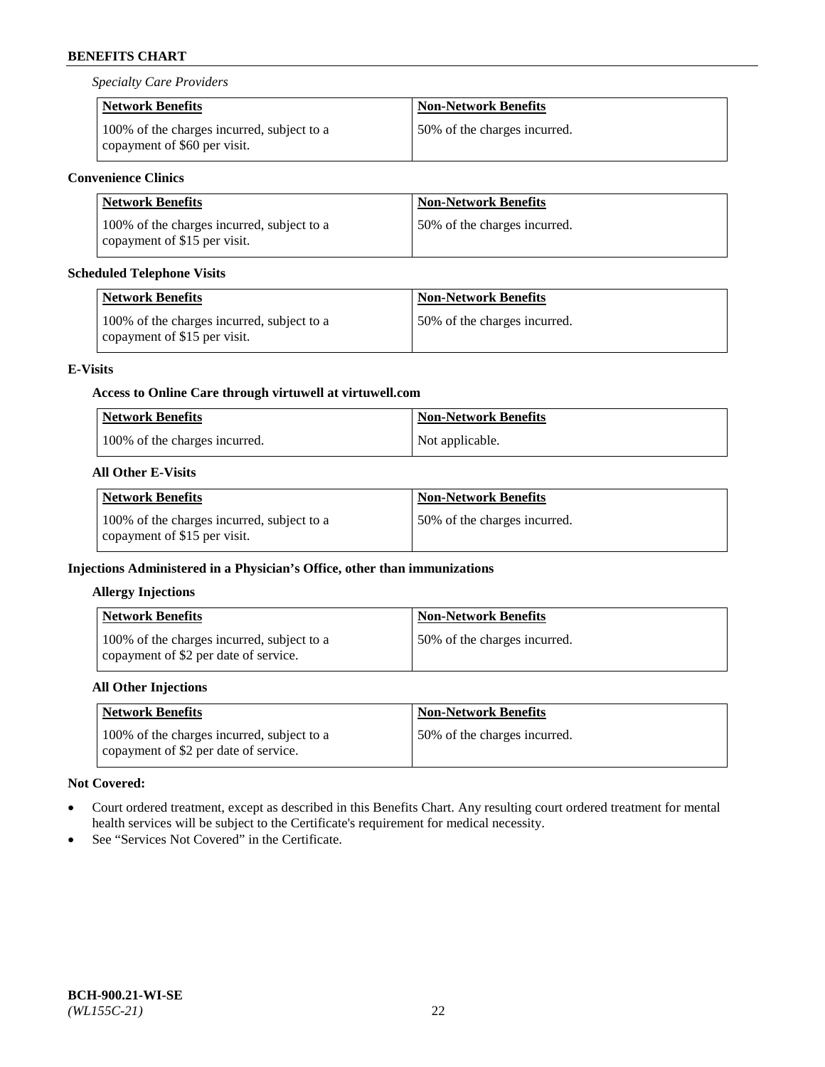*Specialty Care Providers*

| Network Benefits | Non-Network Benefits |
| --- | --- |
| 100% of the charges incurred, subject to a copayment of $60 per visit. | 50% of the charges incurred. |

**Convenience Clinics**

| Network Benefits | Non-Network Benefits |
| --- | --- |
| 100% of the charges incurred, subject to a copayment of $15 per visit. | 50% of the charges incurred. |

**Scheduled Telephone Visits**

| Network Benefits | Non-Network Benefits |
| --- | --- |
| 100% of the charges incurred, subject to a copayment of $15 per visit. | 50% of the charges incurred. |

**E-Visits**

**Access to Online Care through virtuwell at virtuwell.com**

| Network Benefits | Non-Network Benefits |
| --- | --- |
| 100% of the charges incurred. | Not applicable. |

**All Other E-Visits**

| Network Benefits | Non-Network Benefits |
| --- | --- |
| 100% of the charges incurred, subject to a copayment of $15 per visit. | 50% of the charges incurred. |

**Injections Administered in a Physician's Office, other than immunizations**

**Allergy Injections**

| Network Benefits | Non-Network Benefits |
| --- | --- |
| 100% of the charges incurred, subject to a copayment of $2 per date of service. | 50% of the charges incurred. |

**All Other Injections**

| Network Benefits | Non-Network Benefits |
| --- | --- |
| 100% of the charges incurred, subject to a copayment of $2 per date of service. | 50% of the charges incurred. |

**Not Covered:**

- Court ordered treatment, except as described in this Benefits Chart. Any resulting court ordered treatment for mental health services will be subject to the Certificate's requirement for medical necessity.
- See "Services Not Covered" in the Certificate.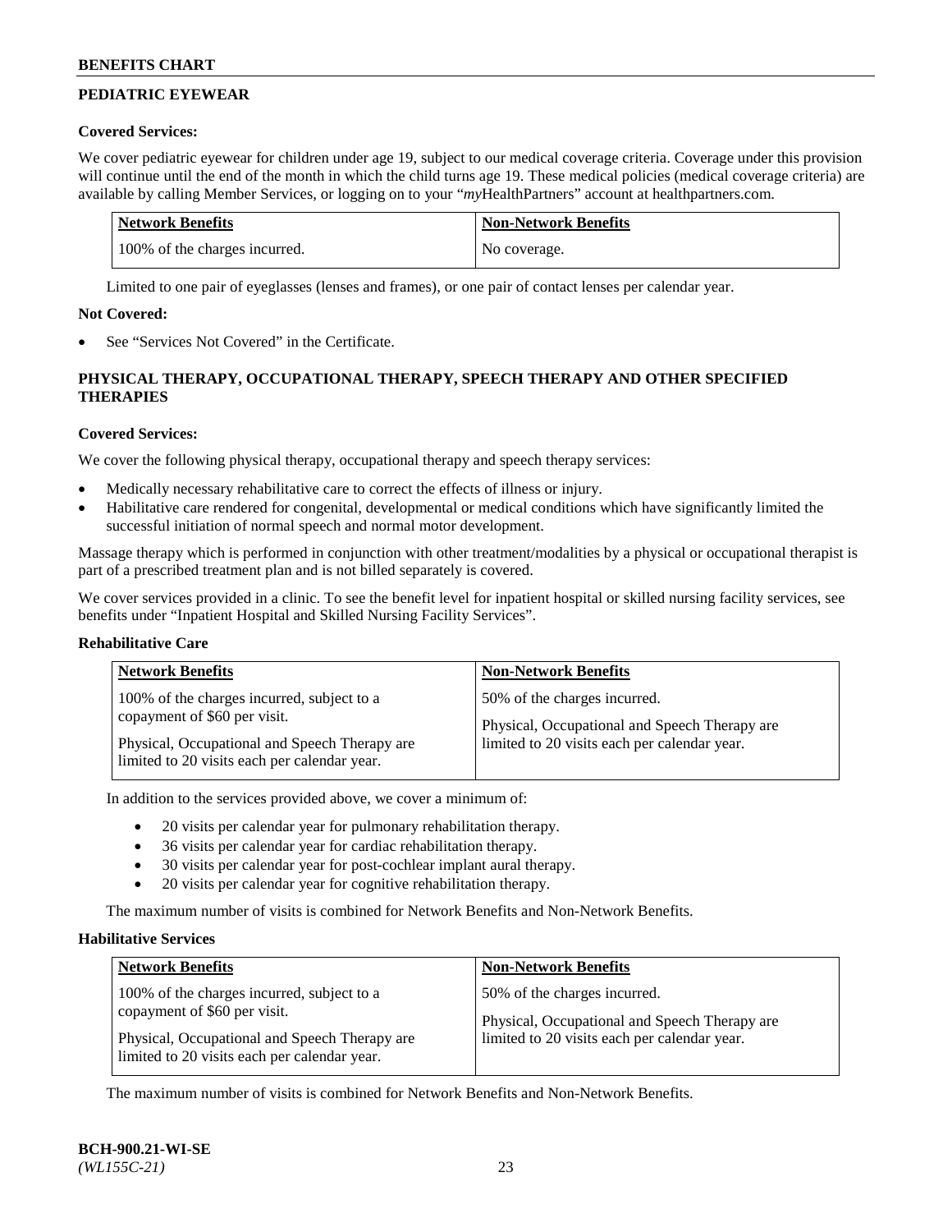## PEDIATRIC EYEWEAR

### Covered Services:

We cover pediatric eyewear for children under age 19, subject to our medical coverage criteria. Coverage under this provision will continue until the end of the month in which the child turns age 19. These medical policies (medical coverage criteria) are available by calling Member Services, or logging on to your "*my*HealthPartners" account at healthpartners.com.

| Network Benefits | Non-Network Benefits |
| --- | --- |
| 100% of the charges incurred. | No coverage. |

Limited to one pair of eyeglasses (lenses and frames), or one pair of contact lenses per calendar year.

### Not Covered:

- See "Services Not Covered" in the Certificate.

## PHYSICAL THERAPY, OCCUPATIONAL THERAPY, SPEECH THERAPY AND OTHER SPECIFIED THERAPIES

### Covered Services:

We cover the following physical therapy, occupational therapy and speech therapy services:

- Medically necessary rehabilitative care to correct the effects of illness or injury.
- Habilitative care rendered for congenital, developmental or medical conditions which have significantly limited the successful initiation of normal speech and normal motor development.

Massage therapy which is performed in conjunction with other treatment/modalities by a physical or occupational therapist is part of a prescribed treatment plan and is not billed separately is covered.

We cover services provided in a clinic. To see the benefit level for inpatient hospital or skilled nursing facility services, see benefits under "Inpatient Hospital and Skilled Nursing Facility Services".

### Rehabilitative Care

| Network Benefits | Non-Network Benefits |
| --- | --- |
| 100% of the charges incurred, subject to a copayment of $60 per visit.<br><br>Physical, Occupational and Speech Therapy are limited to 20 visits each per calendar year. | 50% of the charges incurred.<br><br>Physical, Occupational and Speech Therapy are limited to 20 visits each per calendar year. |

In addition to the services provided above, we cover a minimum of:

- 20 visits per calendar year for pulmonary rehabilitation therapy.
- 36 visits per calendar year for cardiac rehabilitation therapy.
- 30 visits per calendar year for post-cochlear implant aural therapy.
- 20 visits per calendar year for cognitive rehabilitation therapy.

The maximum number of visits is combined for Network Benefits and Non-Network Benefits.

### Habilitative Services

| Network Benefits | Non-Network Benefits |
| --- | --- |
| 100% of the charges incurred, subject to a copayment of $60 per visit.<br><br>Physical, Occupational and Speech Therapy are limited to 20 visits each per calendar year. | 50% of the charges incurred.<br><br>Physical, Occupational and Speech Therapy are limited to 20 visits each per calendar year. |

The maximum number of visits is combined for Network Benefits and Non-Network Benefits.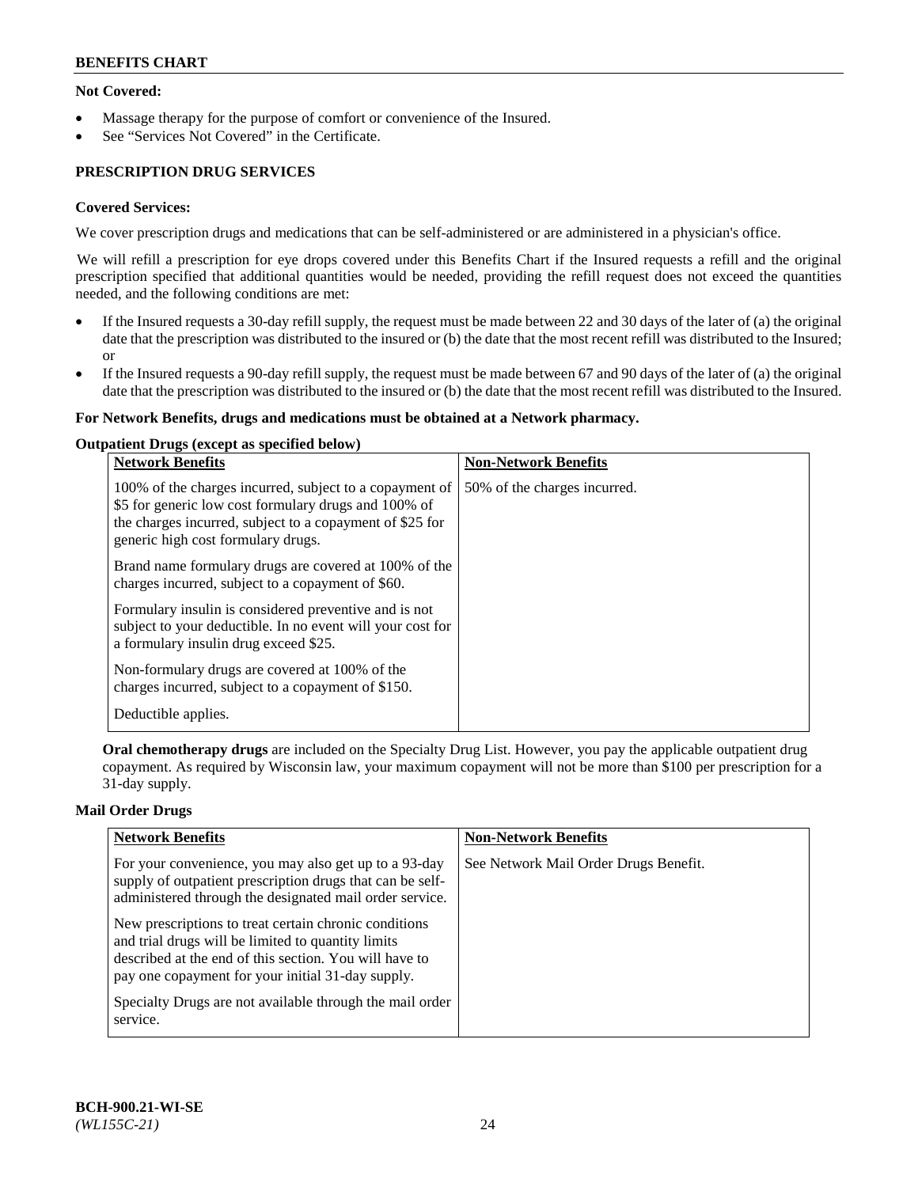**Not Covered:**

- Massage therapy for the purpose of comfort or convenience of the Insured.
- See "Services Not Covered" in the Certificate.

## PRESCRIPTION DRUG SERVICES

**Covered Services:**

We cover prescription drugs and medications that can be self-administered or are administered in a physician's office.

We will refill a prescription for eye drops covered under this Benefits Chart if the Insured requests a refill and the original prescription specified that additional quantities would be needed, providing the refill request does not exceed the quantities needed, and the following conditions are met:

- If the Insured requests a 30-day refill supply, the request must be made between 22 and 30 days of the later of (a) the original date that the prescription was distributed to the insured or (b) the date that the most recent refill was distributed to the Insured; or
- If the Insured requests a 90-day refill supply, the request must be made between 67 and 90 days of the later of (a) the original date that the prescription was distributed to the insured or (b) the date that the most recent refill was distributed to the Insured.

**For Network Benefits, drugs and medications must be obtained at a Network pharmacy.**

**Outpatient Drugs (except as specified below)**

| Network Benefits | Non-Network Benefits |
|---|---|
| 100% of the charges incurred, subject to a copayment of \$5 for generic low cost formulary drugs and 100% of the charges incurred, subject to a copayment of \$25 for generic high cost formulary drugs.<br><br>Brand name formulary drugs are covered at 100% of the charges incurred, subject to a copayment of \$60.<br><br>Formulary insulin is considered preventive and is not subject to your deductible. In no event will your cost for a formulary insulin drug exceed \$25.<br><br>Non-formulary drugs are covered at 100% of the charges incurred, subject to a copayment of \$150.<br><br>Deductible applies. | 50% of the charges incurred. |

**Oral chemotherapy drugs** are included on the Specialty Drug List. However, you pay the applicable outpatient drug copayment. As required by Wisconsin law, your maximum copayment will not be more than \$100 per prescription for a 31-day supply.

**Mail Order Drugs**

| Network Benefits | Non-Network Benefits |
|---|---|
| For your convenience, you may also get up to a 93-day supply of outpatient prescription drugs that can be self-administered through the designated mail order service.<br><br>New prescriptions to treat certain chronic conditions and trial drugs will be limited to quantity limits described at the end of this section. You will have to pay one copayment for your initial 31-day supply.<br><br>Specialty Drugs are not available through the mail order service. | See Network Mail Order Drugs Benefit. |

BCH-900.21-WI-SE
*(WL155C-21)*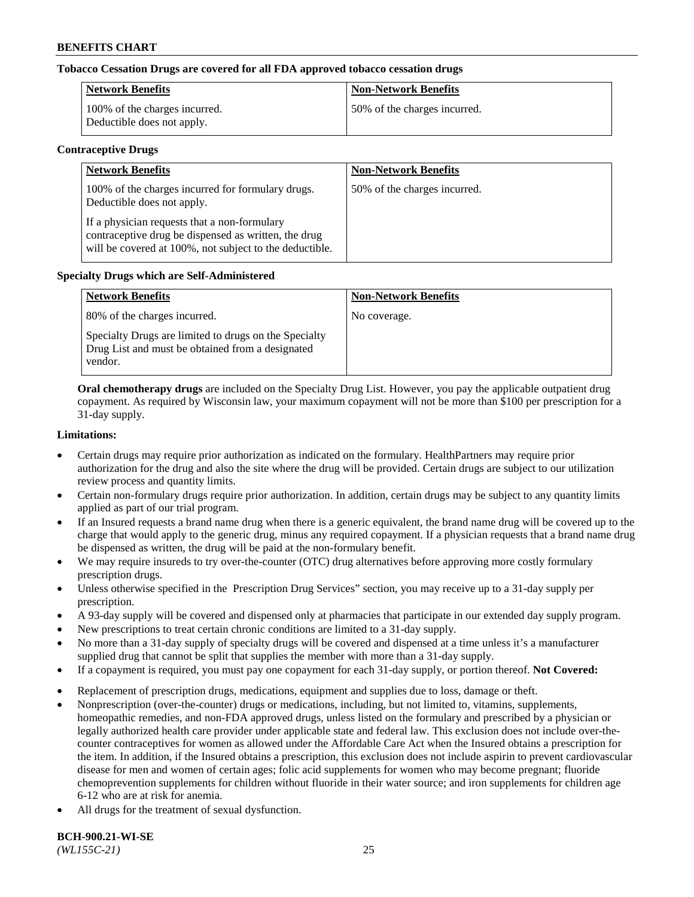**Tobacco Cessation Drugs are covered for all FDA approved tobacco cessation drugs**

| Network Benefits | Non-Network Benefits |
| --- | --- |
| 100% of the charges incurred. Deductible does not apply. | 50% of the charges incurred. |

**Contraceptive Drugs**

| Network Benefits | Non-Network Benefits |
| --- | --- |
| 100% of the charges incurred for formulary drugs. Deductible does not apply.<br><br>If a physician requests that a non-formulary contraceptive drug be dispensed as written, the drug will be covered at 100%, not subject to the deductible. | 50% of the charges incurred. |

**Specialty Drugs which are Self-Administered**

| Network Benefits | Non-Network Benefits |
| --- | --- |
| 80% of the charges incurred.<br><br>Specialty Drugs are limited to drugs on the Specialty Drug List and must be obtained from a designated vendor. | No coverage. |

**Oral chemotherapy drugs** are included on the Specialty Drug List. However, you pay the applicable outpatient drug copayment. As required by Wisconsin law, your maximum copayment will not be more than $100 per prescription for a 31-day supply.

**Limitations:**

- Certain drugs may require prior authorization as indicated on the formulary. HealthPartners may require prior authorization for the drug and also the site where the drug will be provided. Certain drugs are subject to our utilization review process and quantity limits.
- Certain non-formulary drugs require prior authorization. In addition, certain drugs may be subject to any quantity limits applied as part of our trial program.
- If an Insured requests a brand name drug when there is a generic equivalent, the brand name drug will be covered up to the charge that would apply to the generic drug, minus any required copayment. If a physician requests that a brand name drug be dispensed as written, the drug will be paid at the non-formulary benefit.
- We may require insureds to try over-the-counter (OTC) drug alternatives before approving more costly formulary prescription drugs.
- Unless otherwise specified in the Prescription Drug Services" section, you may receive up to a 31-day supply per prescription.
- A 93-day supply will be covered and dispensed only at pharmacies that participate in our extended day supply program.
- New prescriptions to treat certain chronic conditions are limited to a 31-day supply.
- No more than a 31-day supply of specialty drugs will be covered and dispensed at a time unless it's a manufacturer supplied drug that cannot be split that supplies the member with more than a 31-day supply.
- If a copayment is required, you must pay one copayment for each 31-day supply, or portion thereof.

**Not Covered:**

- Replacement of prescription drugs, medications, equipment and supplies due to loss, damage or theft.
- Nonprescription (over-the-counter) drugs or medications, including, but not limited to, vitamins, supplements, homeopathic remedies, and non-FDA approved drugs, unless listed on the formulary and prescribed by a physician or legally authorized health care provider under applicable state and federal law. This exclusion does not include over-the-counter contraceptives for women as allowed under the Affordable Care Act when the Insured obtains a prescription for the item. In addition, if the Insured obtains a prescription, this exclusion does not include aspirin to prevent cardiovascular disease for men and women of certain ages; folic acid supplements for women who may become pregnant; fluoride chemoprevention supplements for children without fluoride in their water source; and iron supplements for children age 6-12 who are at risk for anemia.
- All drugs for the treatment of sexual dysfunction.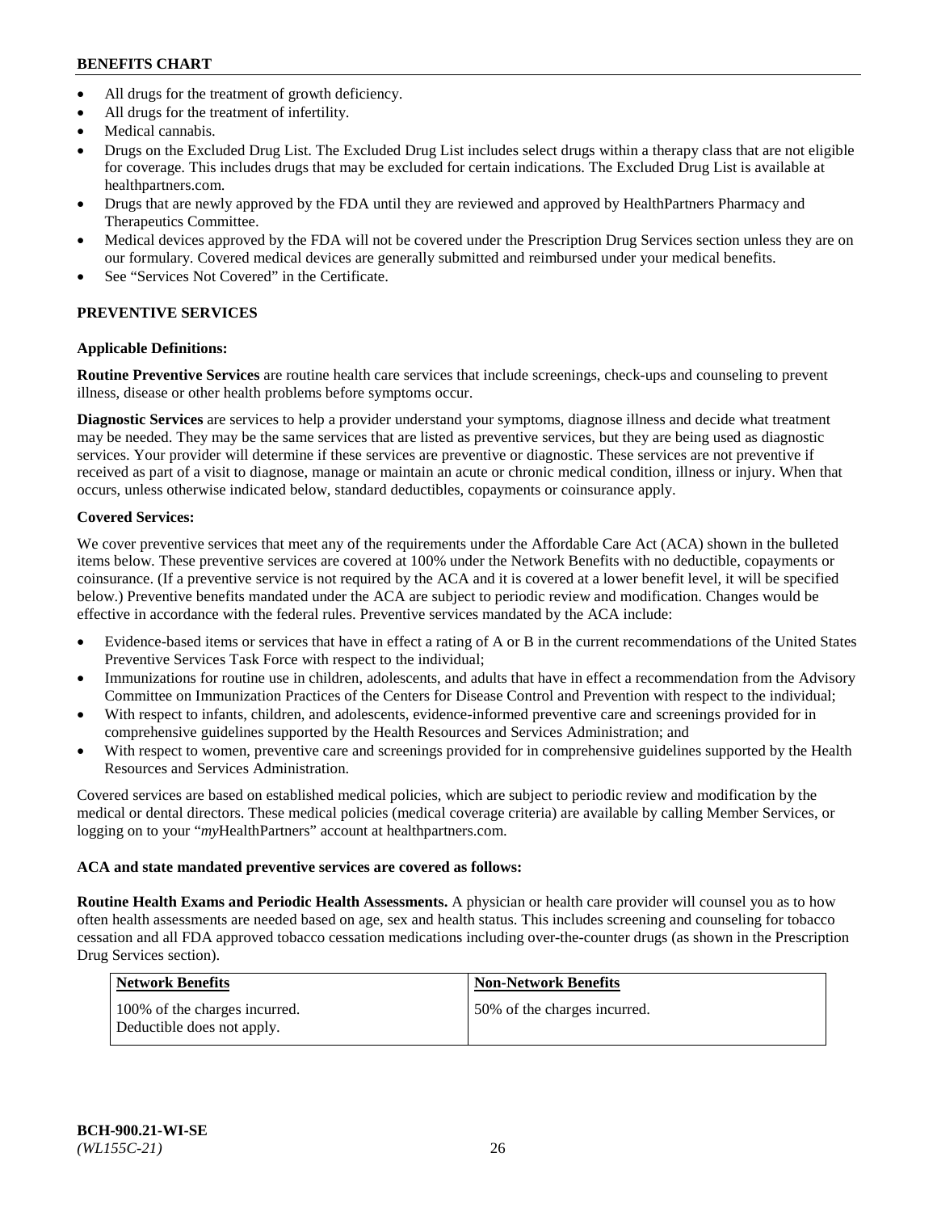- All drugs for the treatment of growth deficiency.
- All drugs for the treatment of infertility.
- Medical cannabis.
- Drugs on the Excluded Drug List. The Excluded Drug List includes select drugs within a therapy class that are not eligible for coverage. This includes drugs that may be excluded for certain indications. The Excluded Drug List is available at healthpartners.com.
- Drugs that are newly approved by the FDA until they are reviewed and approved by HealthPartners Pharmacy and Therapeutics Committee.
- Medical devices approved by the FDA will not be covered under the Prescription Drug Services section unless they are on our formulary. Covered medical devices are generally submitted and reimbursed under your medical benefits.
- See "Services Not Covered" in the Certificate.

## PREVENTIVE SERVICES

**Applicable Definitions:**

**Routine Preventive Services** are routine health care services that include screenings, check-ups and counseling to prevent illness, disease or other health problems before symptoms occur.

**Diagnostic Services** are services to help a provider understand your symptoms, diagnose illness and decide what treatment may be needed. They may be the same services that are listed as preventive services, but they are being used as diagnostic services. Your provider will determine if these services are preventive or diagnostic. These services are not preventive if received as part of a visit to diagnose, manage or maintain an acute or chronic medical condition, illness or injury. When that occurs, unless otherwise indicated below, standard deductibles, copayments or coinsurance apply.

**Covered Services:**

We cover preventive services that meet any of the requirements under the Affordable Care Act (ACA) shown in the bulleted items below. These preventive services are covered at 100% under the Network Benefits with no deductible, copayments or coinsurance. (If a preventive service is not required by the ACA and it is covered at a lower benefit level, it will be specified below.) Preventive benefits mandated under the ACA are subject to periodic review and modification. Changes would be effective in accordance with the federal rules. Preventive services mandated by the ACA include:

- Evidence-based items or services that have in effect a rating of A or B in the current recommendations of the United States Preventive Services Task Force with respect to the individual;
- Immunizations for routine use in children, adolescents, and adults that have in effect a recommendation from the Advisory Committee on Immunization Practices of the Centers for Disease Control and Prevention with respect to the individual;
- With respect to infants, children, and adolescents, evidence-informed preventive care and screenings provided for in comprehensive guidelines supported by the Health Resources and Services Administration; and
- With respect to women, preventive care and screenings provided for in comprehensive guidelines supported by the Health Resources and Services Administration.

Covered services are based on established medical policies, which are subject to periodic review and modification by the medical or dental directors. These medical policies (medical coverage criteria) are available by calling Member Services, or logging on to your "*my*HealthPartners" account at healthpartners.com.

**ACA and state mandated preventive services are covered as follows:**

**Routine Health Exams and Periodic Health Assessments.** A physician or health care provider will counsel you as to how often health assessments are needed based on age, sex and health status. This includes screening and counseling for tobacco cessation and all FDA approved tobacco cessation medications including over-the-counter drugs (as shown in the Prescription Drug Services section).

| Network Benefits | Non-Network Benefits |
|---|---|
| 100% of the charges incurred. Deductible does not apply. | 50% of the charges incurred. |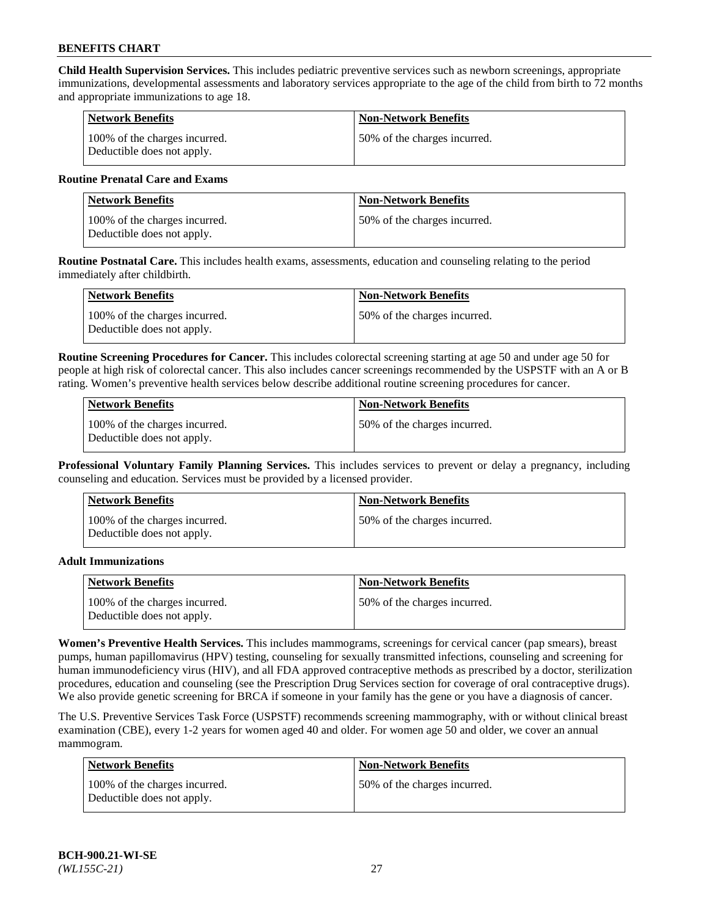**Child Health Supervision Services.** This includes pediatric preventive services such as newborn screenings, appropriate immunizations, developmental assessments and laboratory services appropriate to the age of the child from birth to 72 months and appropriate immunizations to age 18.

| Network Benefits | Non-Network Benefits |
|---|---|
| 100% of the charges incurred. Deductible does not apply. | 50% of the charges incurred. |

**Routine Prenatal Care and Exams**

| Network Benefits | Non-Network Benefits |
|---|---|
| 100% of the charges incurred. Deductible does not apply. | 50% of the charges incurred. |

**Routine Postnatal Care.** This includes health exams, assessments, education and counseling relating to the period immediately after childbirth.

| Network Benefits | Non-Network Benefits |
|---|---|
| 100% of the charges incurred. Deductible does not apply. | 50% of the charges incurred. |

**Routine Screening Procedures for Cancer.** This includes colorectal screening starting at age 50 and under age 50 for people at high risk of colorectal cancer. This also includes cancer screenings recommended by the USPSTF with an A or B rating. Women's preventive health services below describe additional routine screening procedures for cancer.

| Network Benefits | Non-Network Benefits |
|---|---|
| 100% of the charges incurred. Deductible does not apply. | 50% of the charges incurred. |

**Professional Voluntary Family Planning Services.** This includes services to prevent or delay a pregnancy, including counseling and education. Services must be provided by a licensed provider.

| Network Benefits | Non-Network Benefits |
|---|---|
| 100% of the charges incurred. Deductible does not apply. | 50% of the charges incurred. |

**Adult Immunizations**

| Network Benefits | Non-Network Benefits |
|---|---|
| 100% of the charges incurred. Deductible does not apply. | 50% of the charges incurred. |

**Women's Preventive Health Services.** This includes mammograms, screenings for cervical cancer (pap smears), breast pumps, human papillomavirus (HPV) testing, counseling for sexually transmitted infections, counseling and screening for human immunodeficiency virus (HIV), and all FDA approved contraceptive methods as prescribed by a doctor, sterilization procedures, education and counseling (see the Prescription Drug Services section for coverage of oral contraceptive drugs). We also provide genetic screening for BRCA if someone in your family has the gene or you have a diagnosis of cancer.

The U.S. Preventive Services Task Force (USPSTF) recommends screening mammography, with or without clinical breast examination (CBE), every 1-2 years for women aged 40 and older. For women age 50 and older, we cover an annual mammogram.

| Network Benefits | Non-Network Benefits |
|---|---|
| 100% of the charges incurred. Deductible does not apply. | 50% of the charges incurred. |

**BCH-900.21-WI-SE**
*(WL155C-21)*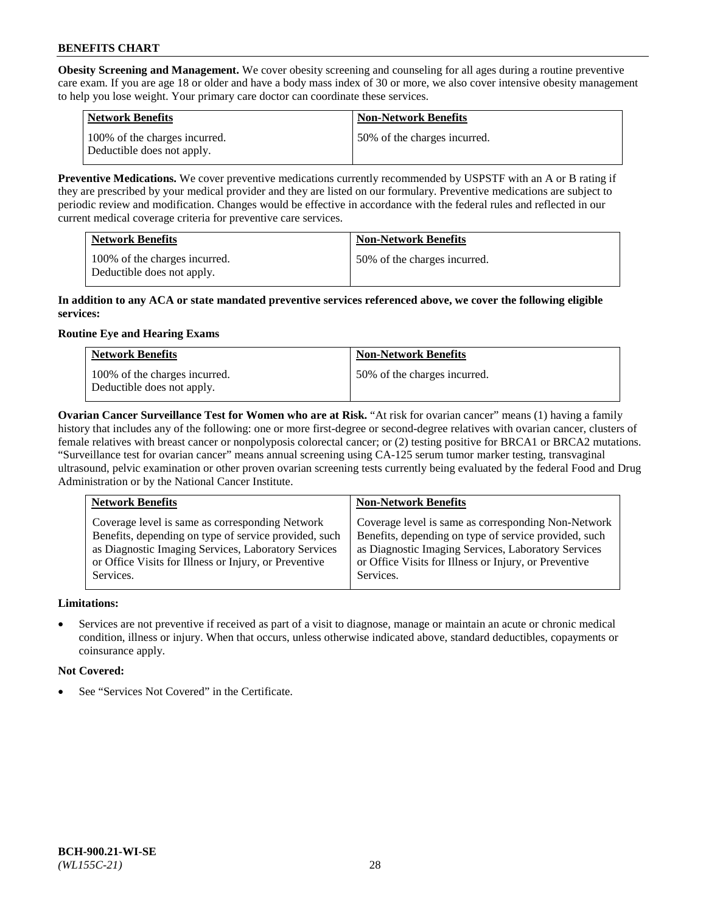**Obesity Screening and Management.** We cover obesity screening and counseling for all ages during a routine preventive care exam. If you are age 18 or older and have a body mass index of 30 or more, we also cover intensive obesity management to help you lose weight. Your primary care doctor can coordinate these services.

| Network Benefits | Non-Network Benefits |
|---|---|
| 100% of the charges incurred. Deductible does not apply. | 50% of the charges incurred. |

**Preventive Medications.** We cover preventive medications currently recommended by USPSTF with an A or B rating if they are prescribed by your medical provider and they are listed on our formulary. Preventive medications are subject to periodic review and modification. Changes would be effective in accordance with the federal rules and reflected in our current medical coverage criteria for preventive care services.

| Network Benefits | Non-Network Benefits |
|---|---|
| 100% of the charges incurred. Deductible does not apply. | 50% of the charges incurred. |

**In addition to any ACA or state mandated preventive services referenced above, we cover the following eligible services:**

**Routine Eye and Hearing Exams**

| Network Benefits | Non-Network Benefits |
|---|---|
| 100% of the charges incurred. Deductible does not apply. | 50% of the charges incurred. |

**Ovarian Cancer Surveillance Test for Women who are at Risk.** "At risk for ovarian cancer" means (1) having a family history that includes any of the following: one or more first-degree or second-degree relatives with ovarian cancer, clusters of female relatives with breast cancer or nonpolyposis colorectal cancer; or (2) testing positive for BRCA1 or BRCA2 mutations. "Surveillance test for ovarian cancer" means annual screening using CA-125 serum tumor marker testing, transvaginal ultrasound, pelvic examination or other proven ovarian screening tests currently being evaluated by the federal Food and Drug Administration or by the National Cancer Institute.

| Network Benefits | Non-Network Benefits |
|---|---|
| Coverage level is same as corresponding Network Benefits, depending on type of service provided, such as Diagnostic Imaging Services, Laboratory Services or Office Visits for Illness or Injury, or Preventive Services. | Coverage level is same as corresponding Non-Network Benefits, depending on type of service provided, such as Diagnostic Imaging Services, Laboratory Services or Office Visits for Illness or Injury, or Preventive Services. |

**Limitations:**

- Services are not preventive if received as part of a visit to diagnose, manage or maintain an acute or chronic medical condition, illness or injury. When that occurs, unless otherwise indicated above, standard deductibles, copayments or coinsurance apply.

**Not Covered:**

- See "Services Not Covered" in the Certificate.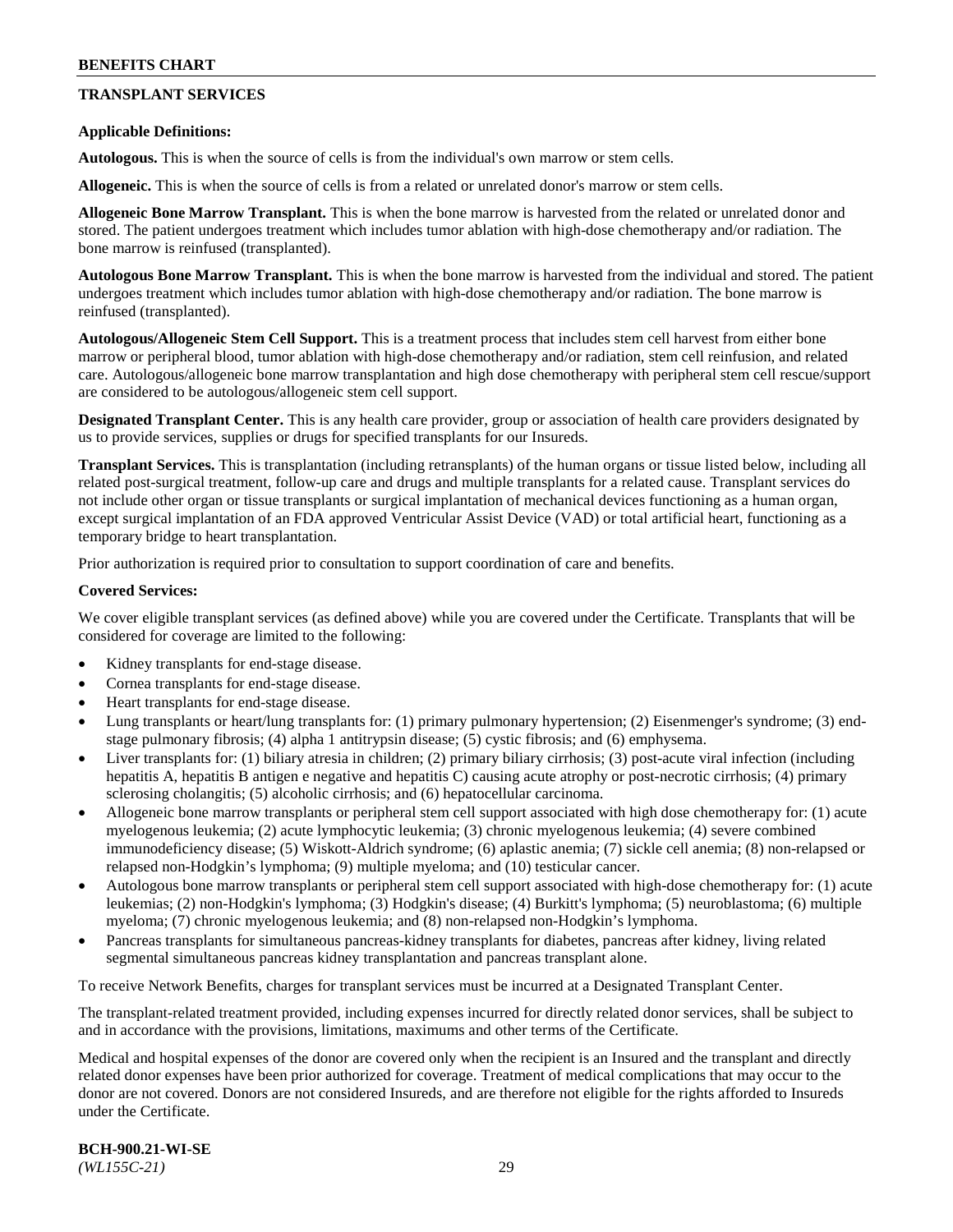## TRANSPLANT SERVICES

**Applicable Definitions:**

**Autologous.** This is when the source of cells is from the individual's own marrow or stem cells.

**Allogeneic.** This is when the source of cells is from a related or unrelated donor's marrow or stem cells.

**Allogeneic Bone Marrow Transplant.** This is when the bone marrow is harvested from the related or unrelated donor and stored. The patient undergoes treatment which includes tumor ablation with high-dose chemotherapy and/or radiation. The bone marrow is reinfused (transplanted).

**Autologous Bone Marrow Transplant.** This is when the bone marrow is harvested from the individual and stored. The patient undergoes treatment which includes tumor ablation with high-dose chemotherapy and/or radiation. The bone marrow is reinfused (transplanted).

**Autologous/Allogeneic Stem Cell Support.** This is a treatment process that includes stem cell harvest from either bone marrow or peripheral blood, tumor ablation with high-dose chemotherapy and/or radiation, stem cell reinfusion, and related care. Autologous/allogeneic bone marrow transplantation and high dose chemotherapy with peripheral stem cell rescue/support are considered to be autologous/allogeneic stem cell support.

**Designated Transplant Center.** This is any health care provider, group or association of health care providers designated by us to provide services, supplies or drugs for specified transplants for our Insureds.

**Transplant Services.** This is transplantation (including retransplants) of the human organs or tissue listed below, including all related post-surgical treatment, follow-up care and drugs and multiple transplants for a related cause. Transplant services do not include other organ or tissue transplants or surgical implantation of mechanical devices functioning as a human organ, except surgical implantation of an FDA approved Ventricular Assist Device (VAD) or total artificial heart, functioning as a temporary bridge to heart transplantation.

Prior authorization is required prior to consultation to support coordination of care and benefits.

**Covered Services:**

We cover eligible transplant services (as defined above) while you are covered under the Certificate. Transplants that will be considered for coverage are limited to the following:

- Kidney transplants for end-stage disease.
- Cornea transplants for end-stage disease.
- Heart transplants for end-stage disease.
- Lung transplants or heart/lung transplants for: (1) primary pulmonary hypertension; (2) Eisenmenger's syndrome; (3) end-stage pulmonary fibrosis; (4) alpha 1 antitrypsin disease; (5) cystic fibrosis; and (6) emphysema.
- Liver transplants for: (1) biliary atresia in children; (2) primary biliary cirrhosis; (3) post-acute viral infection (including hepatitis A, hepatitis B antigen e negative and hepatitis C) causing acute atrophy or post-necrotic cirrhosis; (4) primary sclerosing cholangitis; (5) alcoholic cirrhosis; and (6) hepatocellular carcinoma.
- Allogeneic bone marrow transplants or peripheral stem cell support associated with high dose chemotherapy for: (1) acute myelogenous leukemia; (2) acute lymphocytic leukemia; (3) chronic myelogenous leukemia; (4) severe combined immunodeficiency disease; (5) Wiskott-Aldrich syndrome; (6) aplastic anemia; (7) sickle cell anemia; (8) non-relapsed or relapsed non-Hodgkin's lymphoma; (9) multiple myeloma; and (10) testicular cancer.
- Autologous bone marrow transplants or peripheral stem cell support associated with high-dose chemotherapy for: (1) acute leukemias; (2) non-Hodgkin's lymphoma; (3) Hodgkin's disease; (4) Burkitt's lymphoma; (5) neuroblastoma; (6) multiple myeloma; (7) chronic myelogenous leukemia; and (8) non-relapsed non-Hodgkin's lymphoma.
- Pancreas transplants for simultaneous pancreas-kidney transplants for diabetes, pancreas after kidney, living related segmental simultaneous pancreas kidney transplantation and pancreas transplant alone.

To receive Network Benefits, charges for transplant services must be incurred at a Designated Transplant Center.

The transplant-related treatment provided, including expenses incurred for directly related donor services, shall be subject to and in accordance with the provisions, limitations, maximums and other terms of the Certificate.

Medical and hospital expenses of the donor are covered only when the recipient is an Insured and the transplant and directly related donor expenses have been prior authorized for coverage. Treatment of medical complications that may occur to the donor are not covered. Donors are not considered Insureds, and are therefore not eligible for the rights afforded to Insureds under the Certificate.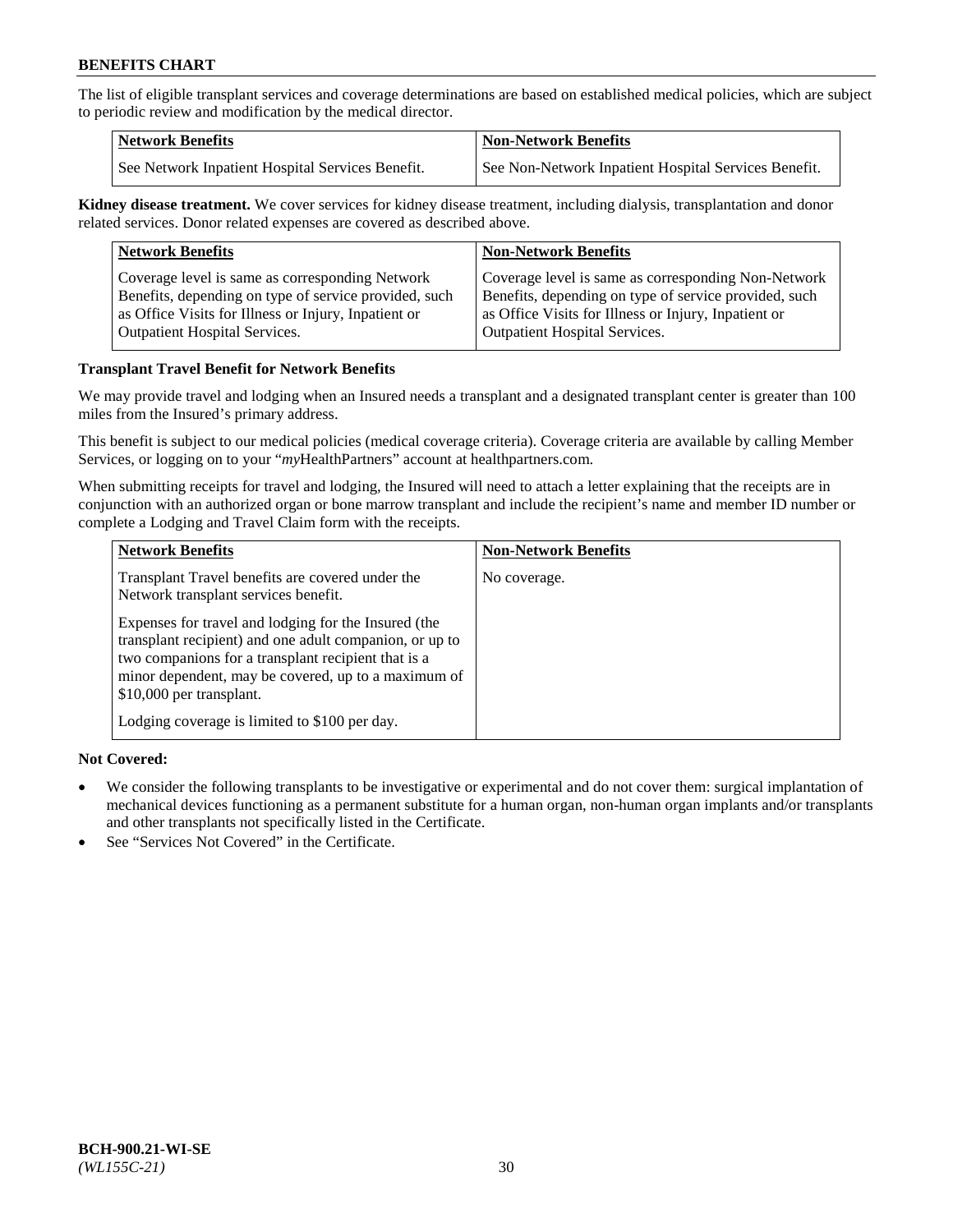The list of eligible transplant services and coverage determinations are based on established medical policies, which are subject to periodic review and modification by the medical director.

| Network Benefits | Non-Network Benefits |
|---|---|
| See Network Inpatient Hospital Services Benefit. | See Non-Network Inpatient Hospital Services Benefit. |

**Kidney disease treatment.** We cover services for kidney disease treatment, including dialysis, transplantation and donor related services. Donor related expenses are covered as described above.

| Network Benefits | Non-Network Benefits |
|---|---|
| Coverage level is same as corresponding Network Benefits, depending on type of service provided, such as Office Visits for Illness or Injury, Inpatient or Outpatient Hospital Services. | Coverage level is same as corresponding Non-Network Benefits, depending on type of service provided, such as Office Visits for Illness or Injury, Inpatient or Outpatient Hospital Services. |

**Transplant Travel Benefit for Network Benefits**

We may provide travel and lodging when an Insured needs a transplant and a designated transplant center is greater than 100 miles from the Insured's primary address.

This benefit is subject to our medical policies (medical coverage criteria). Coverage criteria are available by calling Member Services, or logging on to your "*my*HealthPartners" account at healthpartners.com.

When submitting receipts for travel and lodging, the Insured will need to attach a letter explaining that the receipts are in conjunction with an authorized organ or bone marrow transplant and include the recipient's name and member ID number or complete a Lodging and Travel Claim form with the receipts.

| Network Benefits | Non-Network Benefits |
|---|---|
| Transplant Travel benefits are covered under the Network transplant services benefit.<br><br>Expenses for travel and lodging for the Insured (the transplant recipient) and one adult companion, or up to two companions for a transplant recipient that is a minor dependent, may be covered, up to a maximum of $10,000 per transplant.<br><br>Lodging coverage is limited to $100 per day. | No coverage. |

**Not Covered:**

- We consider the following transplants to be investigative or experimental and do not cover them: surgical implantation of mechanical devices functioning as a permanent substitute for a human organ, non-human organ implants and/or transplants and other transplants not specifically listed in the Certificate.
- See "Services Not Covered" in the Certificate.